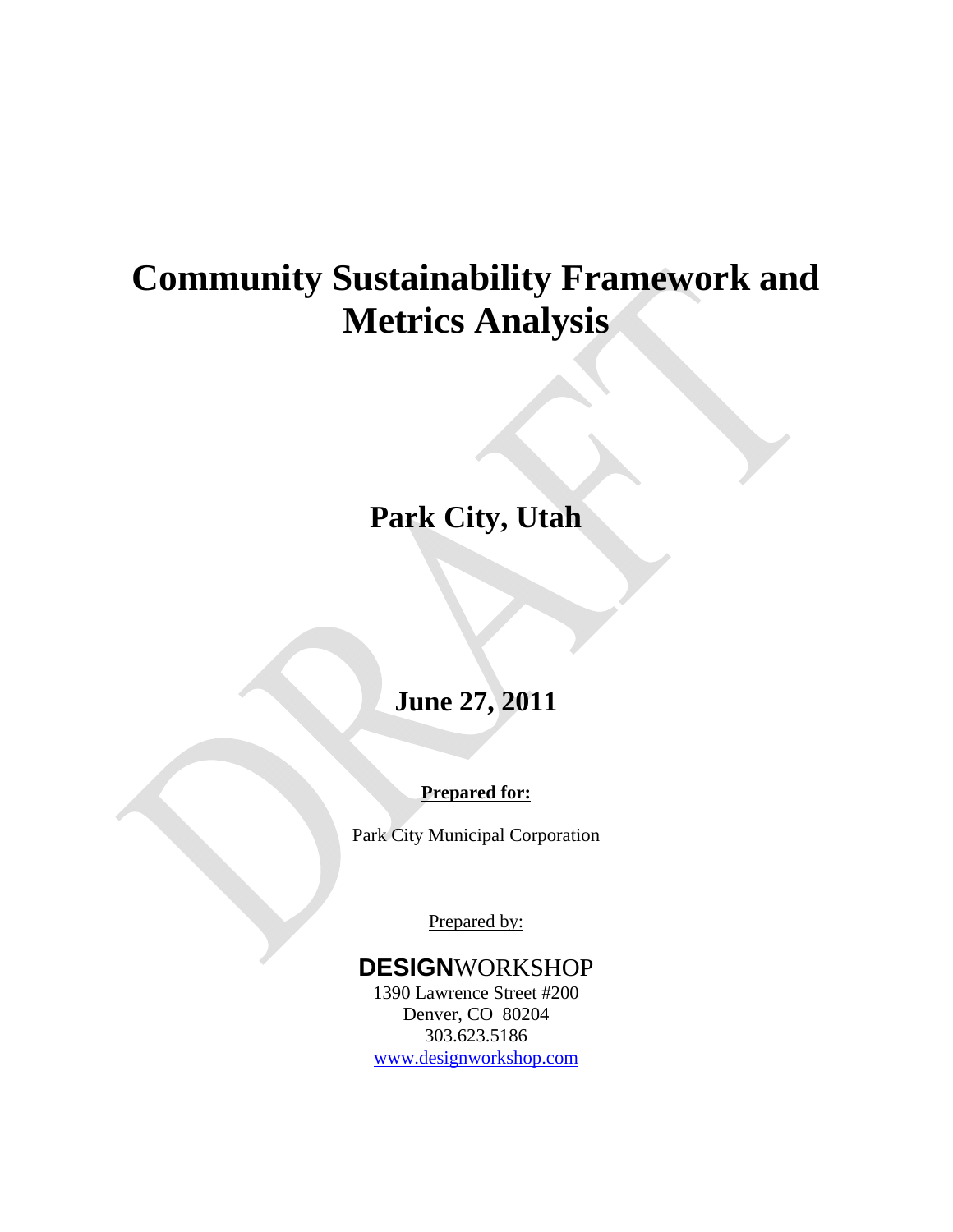# Community Sustainability Framework and Metrics Analysis

## Park City, Utah

## June 27, 2011

**Prepared for:**

Park City Municipal Corporation

Prepared by:

**DESIGN**WORKSHOP
1390 Lawrence Street #200
Denver, CO 80204
303.623.5186
www.designworkshop.com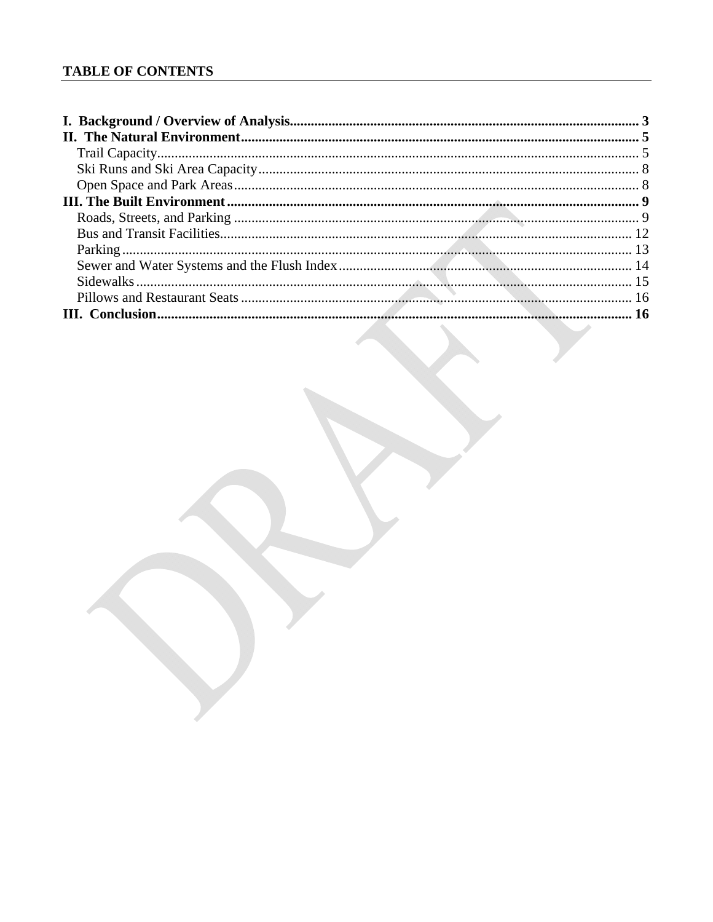## TABLE OF CONTENTS

**I. Background / Overview of Analysis** .................................................. **3**

**II. The Natural Environment** .................................................. **5**

- Trail Capacity .................................................. 5
- Ski Runs and Ski Area Capacity .................................................. 8
- Open Space and Park Areas .................................................. 8

**III. The Built Environment** .................................................. **9**

- Roads, Streets, and Parking .................................................. 9
- Bus and Transit Facilities .................................................. 12
- Parking .................................................. 13
- Sewer and Water Systems and the Flush Index .................................................. 14
- Sidewalks .................................................. 15
- Pillows and Restaurant Seats .................................................. 16

**III. Conclusion** .................................................. **16**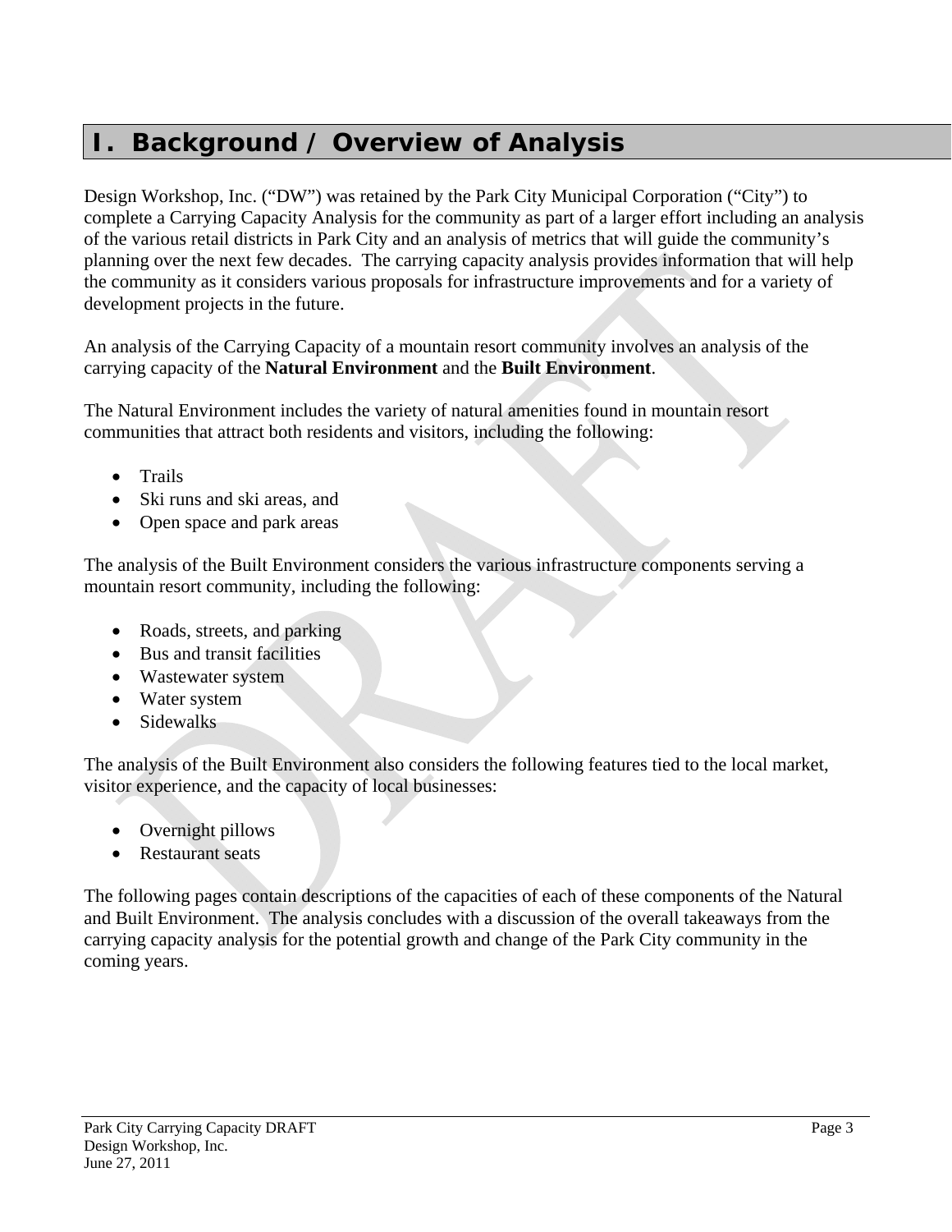# I. Background / Overview of Analysis

Design Workshop, Inc. ("DW") was retained by the Park City Municipal Corporation ("City") to complete a Carrying Capacity Analysis for the community as part of a larger effort including an analysis of the various retail districts in Park City and an analysis of metrics that will guide the community's planning over the next few decades. The carrying capacity analysis provides information that will help the community as it considers various proposals for infrastructure improvements and for a variety of development projects in the future.

An analysis of the Carrying Capacity of a mountain resort community involves an analysis of the carrying capacity of the **Natural Environment** and the **Built Environment**.

The Natural Environment includes the variety of natural amenities found in mountain resort communities that attract both residents and visitors, including the following:

- Trails
- Ski runs and ski areas, and
- Open space and park areas

The analysis of the Built Environment considers the various infrastructure components serving a mountain resort community, including the following:

- Roads, streets, and parking
- Bus and transit facilities
- Wastewater system
- Water system
- Sidewalks

The analysis of the Built Environment also considers the following features tied to the local market, visitor experience, and the capacity of local businesses:

- Overnight pillows
- Restaurant seats

The following pages contain descriptions of the capacities of each of these components of the Natural and Built Environment. The analysis concludes with a discussion of the overall takeaways from the carrying capacity analysis for the potential growth and change of the Park City community in the coming years.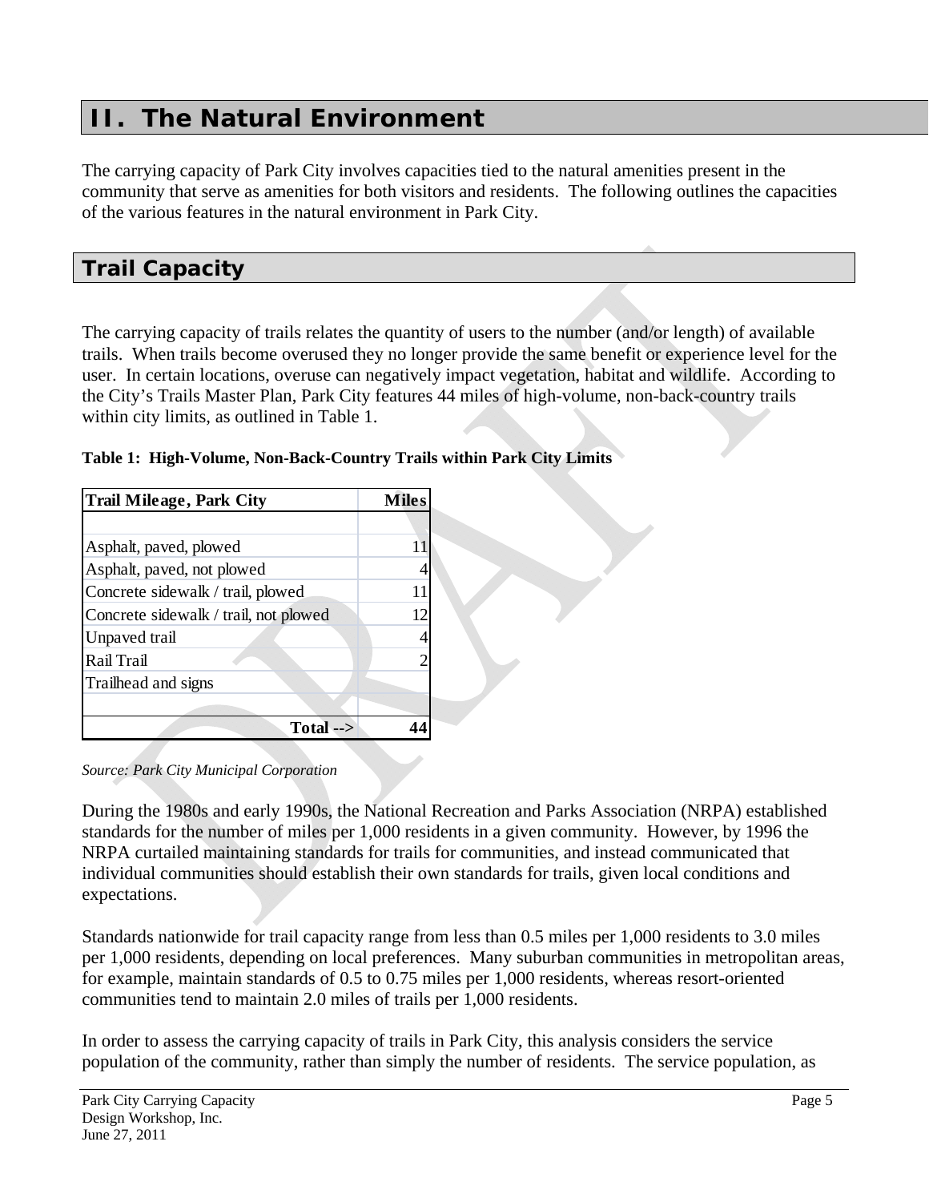# II. The Natural Environment

The carrying capacity of Park City involves capacities tied to the natural amenities present in the community that serve as amenities for both visitors and residents. The following outlines the capacities of the various features in the natural environment in Park City.

## Trail Capacity

The carrying capacity of trails relates the quantity of users to the number (and/or length) of available trails. When trails become overused they no longer provide the same benefit or experience level for the user. In certain locations, overuse can negatively impact vegetation, habitat and wildlife. According to the City's Trails Master Plan, Park City features 44 miles of high-volume, non-back-country trails within city limits, as outlined in Table 1.

**Table 1: High-Volume, Non-Back-Country Trails within Park City Limits**

| Trail Mileage, Park City | Miles |
|---|---|
| | |
| Asphalt, paved, plowed | 11 |
| Asphalt, paved, not plowed | 4 |
| Concrete sidewalk / trail, plowed | 11 |
| Concrete sidewalk / trail, not plowed | 12 |
| Unpaved trail | 4 |
| Rail Trail | 2 |
| Trailhead and signs | |
| | |
| **Total -->** | **44** |

*Source: Park City Municipal Corporation*

During the 1980s and early 1990s, the National Recreation and Parks Association (NRPA) established standards for the number of miles per 1,000 residents in a given community. However, by 1996 the NRPA curtailed maintaining standards for trails for communities, and instead communicated that individual communities should establish their own standards for trails, given local conditions and expectations.

Standards nationwide for trail capacity range from less than 0.5 miles per 1,000 residents to 3.0 miles per 1,000 residents, depending on local preferences. Many suburban communities in metropolitan areas, for example, maintain standards of 0.5 to 0.75 miles per 1,000 residents, whereas resort-oriented communities tend to maintain 2.0 miles of trails per 1,000 residents.

In order to assess the carrying capacity of trails in Park City, this analysis considers the service population of the community, rather than simply the number of residents. The service population, as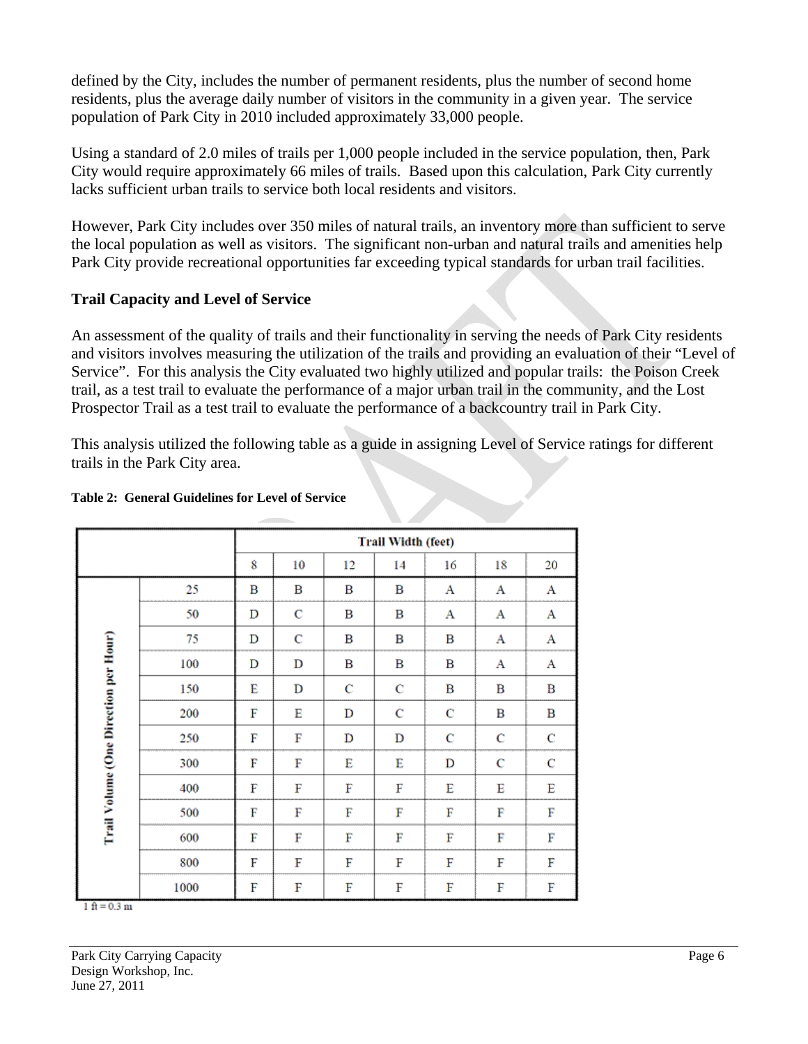defined by the City, includes the number of permanent residents, plus the number of second home residents, plus the average daily number of visitors in the community in a given year. The service population of Park City in 2010 included approximately 33,000 people.

Using a standard of 2.0 miles of trails per 1,000 people included in the service population, then, Park City would require approximately 66 miles of trails. Based upon this calculation, Park City currently lacks sufficient urban trails to service both local residents and visitors.

However, Park City includes over 350 miles of natural trails, an inventory more than sufficient to serve the local population as well as visitors. The significant non-urban and natural trails and amenities help Park City provide recreational opportunities far exceeding typical standards for urban trail facilities.

## Trail Capacity and Level of Service

An assessment of the quality of trails and their functionality in serving the needs of Park City residents and visitors involves measuring the utilization of the trails and providing an evaluation of their "Level of Service". For this analysis the City evaluated two highly utilized and popular trails: the Poison Creek trail, as a test trail to evaluate the performance of a major urban trail in the community, and the Lost Prospector Trail as a test trail to evaluate the performance of a backcountry trail in Park City.

This analysis utilized the following table as a guide in assigning Level of Service ratings for different trails in the Park City area.

**Table 2: General Guidelines for Level of Service**

| | Trail Width (feet) | | | | | | |
|---|---|---|---|---|---|---|---|
| Trail Volume (One Direction per Hour) | 8 | 10 | 12 | 14 | 16 | 18 | 20 |
| 25 | B | B | B | B | A | A | A |
| 50 | D | C | B | B | A | A | A |
| 75 | D | C | B | B | B | A | A |
| 100 | D | D | B | B | B | A | A |
| 150 | E | D | C | C | B | B | B |
| 200 | F | E | D | C | C | B | B |
| 250 | F | F | D | D | C | C | C |
| 300 | F | F | E | E | D | C | C |
| 400 | F | F | F | F | E | E | E |
| 500 | F | F | F | F | F | F | F |
| 600 | F | F | F | F | F | F | F |
| 800 | F | F | F | F | F | F | F |
| 1000 | F | F | F | F | F | F | F |

1 ft = 0.3 m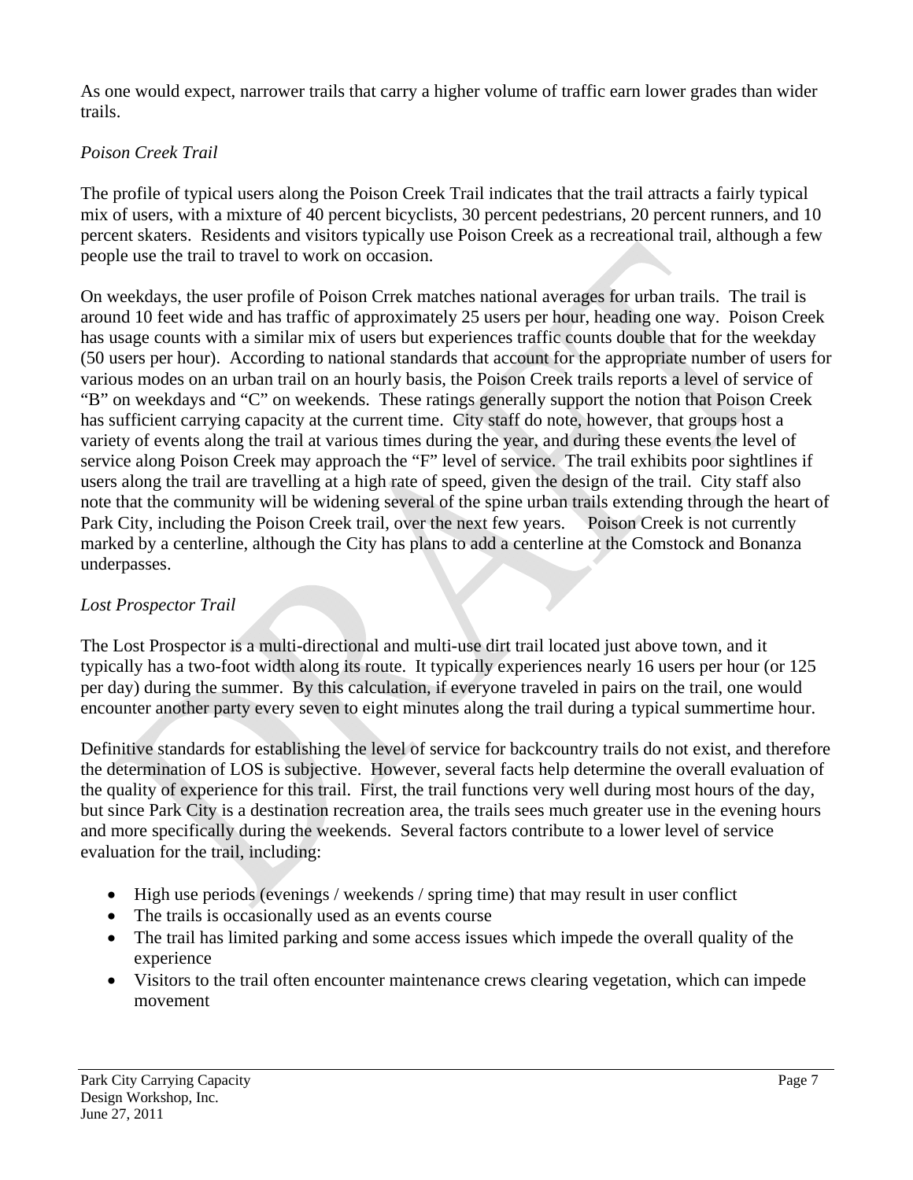As one would expect, narrower trails that carry a higher volume of traffic earn lower grades than wider trails.

*Poison Creek Trail*

The profile of typical users along the Poison Creek Trail indicates that the trail attracts a fairly typical mix of users, with a mixture of 40 percent bicyclists, 30 percent pedestrians, 20 percent runners, and 10 percent skaters. Residents and visitors typically use Poison Creek as a recreational trail, although a few people use the trail to travel to work on occasion.

On weekdays, the user profile of Poison Crrek matches national averages for urban trails. The trail is around 10 feet wide and has traffic of approximately 25 users per hour, heading one way. Poison Creek has usage counts with a similar mix of users but experiences traffic counts double that for the weekday (50 users per hour). According to national standards that account for the appropriate number of users for various modes on an urban trail on an hourly basis, the Poison Creek trails reports a level of service of "B" on weekdays and "C" on weekends. These ratings generally support the notion that Poison Creek has sufficient carrying capacity at the current time. City staff do note, however, that groups host a variety of events along the trail at various times during the year, and during these events the level of service along Poison Creek may approach the "F" level of service. The trail exhibits poor sightlines if users along the trail are travelling at a high rate of speed, given the design of the trail. City staff also note that the community will be widening several of the spine urban trails extending through the heart of Park City, including the Poison Creek trail, over the next few years. Poison Creek is not currently marked by a centerline, although the City has plans to add a centerline at the Comstock and Bonanza underpasses.

*Lost Prospector Trail*

The Lost Prospector is a multi-directional and multi-use dirt trail located just above town, and it typically has a two-foot width along its route. It typically experiences nearly 16 users per hour (or 125 per day) during the summer. By this calculation, if everyone traveled in pairs on the trail, one would encounter another party every seven to eight minutes along the trail during a typical summertime hour.

Definitive standards for establishing the level of service for backcountry trails do not exist, and therefore the determination of LOS is subjective. However, several facts help determine the overall evaluation of the quality of experience for this trail. First, the trail functions very well during most hours of the day, but since Park City is a destination recreation area, the trails sees much greater use in the evening hours and more specifically during the weekends. Several factors contribute to a lower level of service evaluation for the trail, including:

- High use periods (evenings / weekends / spring time) that may result in user conflict
- The trails is occasionally used as an events course
- The trail has limited parking and some access issues which impede the overall quality of the experience
- Visitors to the trail often encounter maintenance crews clearing vegetation, which can impede movement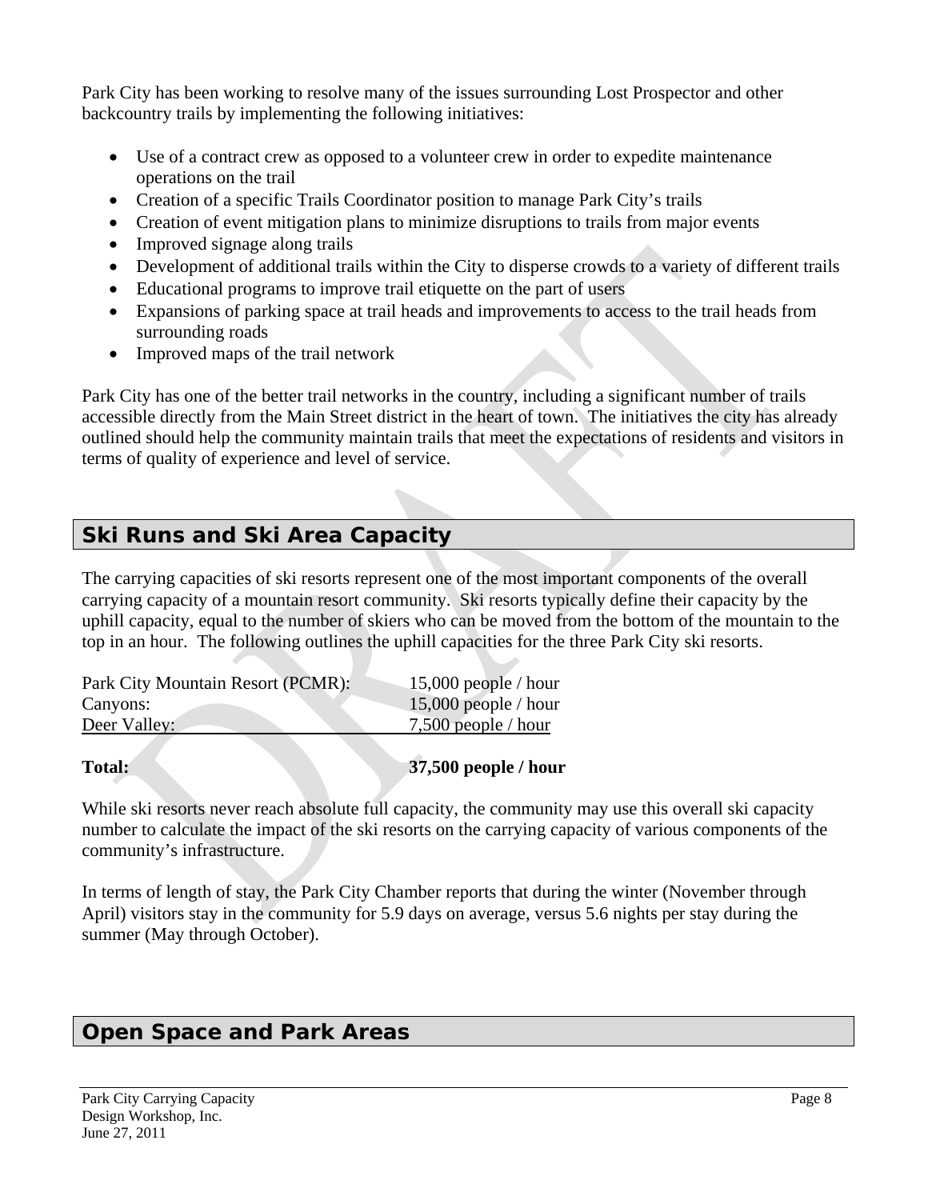Park City has been working to resolve many of the issues surrounding Lost Prospector and other backcountry trails by implementing the following initiatives:

- Use of a contract crew as opposed to a volunteer crew in order to expedite maintenance operations on the trail
- Creation of a specific Trails Coordinator position to manage Park City's trails
- Creation of event mitigation plans to minimize disruptions to trails from major events
- Improved signage along trails
- Development of additional trails within the City to disperse crowds to a variety of different trails
- Educational programs to improve trail etiquette on the part of users
- Expansions of parking space at trail heads and improvements to access to the trail heads from surrounding roads
- Improved maps of the trail network

Park City has one of the better trail networks in the country, including a significant number of trails accessible directly from the Main Street district in the heart of town. The initiatives the city has already outlined should help the community maintain trails that meet the expectations of residents and visitors in terms of quality of experience and level of service.

## Ski Runs and Ski Area Capacity

The carrying capacities of ski resorts represent one of the most important components of the overall carrying capacity of a mountain resort community. Ski resorts typically define their capacity by the uphill capacity, equal to the number of skiers who can be moved from the bottom of the mountain to the top in an hour. The following outlines the uphill capacities for the three Park City ski resorts.

| | |
|---|---|
| Park City Mountain Resort (PCMR): | 15,000 people / hour |
| Canyons: | 15,000 people / hour |
| Deer Valley: | 7,500 people / hour |
| **Total:** | **37,500 people / hour** |

While ski resorts never reach absolute full capacity, the community may use this overall ski capacity number to calculate the impact of the ski resorts on the carrying capacity of various components of the community's infrastructure.

In terms of length of stay, the Park City Chamber reports that during the winter (November through April) visitors stay in the community for 5.9 days on average, versus 5.6 nights per stay during the summer (May through October).

## Open Space and Park Areas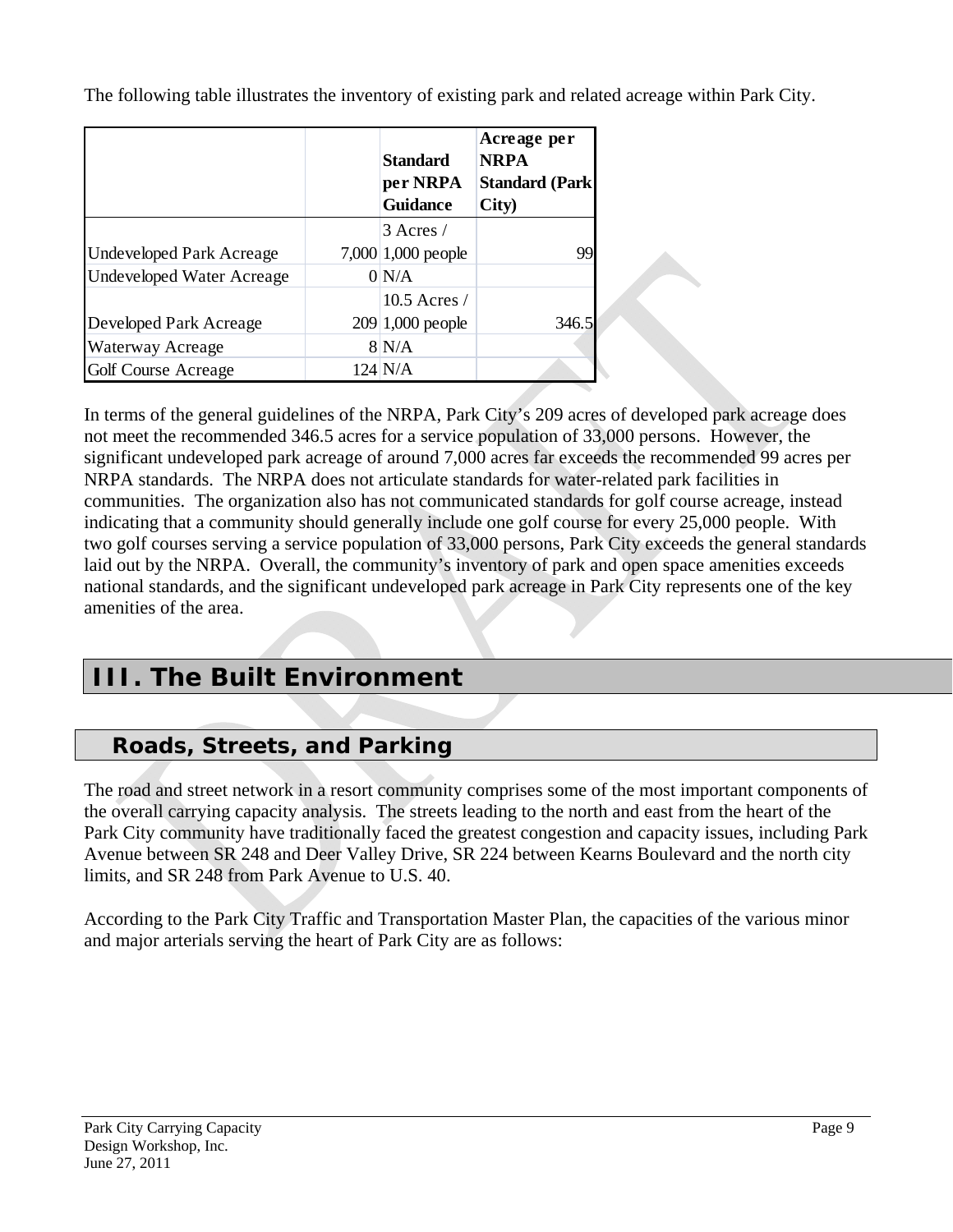The following table illustrates the inventory of existing park and related acreage within Park City.

| | | Standard per NRPA Guidance | Acreage per NRPA Standard (Park City) |
|---|---|---|---|
| Undeveloped Park Acreage | 7,000 | 3 Acres / 1,000 people | 99 |
| Undeveloped Water Acreage | 0 | N/A | |
| Developed Park Acreage | 209 | 10.5 Acres / 1,000 people | 346.5 |
| Waterway Acreage | 8 | N/A | |
| Golf Course Acreage | 124 | N/A | |

In terms of the general guidelines of the NRPA, Park City's 209 acres of developed park acreage does not meet the recommended 346.5 acres for a service population of 33,000 persons. However, the significant undeveloped park acreage of around 7,000 acres far exceeds the recommended 99 acres per NRPA standards. The NRPA does not articulate standards for water-related park facilities in communities. The organization also has not communicated standards for golf course acreage, instead indicating that a community should generally include one golf course for every 25,000 people. With two golf courses serving a service population of 33,000 persons, Park City exceeds the general standards laid out by the NRPA. Overall, the community's inventory of park and open space amenities exceeds national standards, and the significant undeveloped park acreage in Park City represents one of the key amenities of the area.

# III. The Built Environment

## Roads, Streets, and Parking

The road and street network in a resort community comprises some of the most important components of the overall carrying capacity analysis. The streets leading to the north and east from the heart of the Park City community have traditionally faced the greatest congestion and capacity issues, including Park Avenue between SR 248 and Deer Valley Drive, SR 224 between Kearns Boulevard and the north city limits, and SR 248 from Park Avenue to U.S. 40.

According to the Park City Traffic and Transportation Master Plan, the capacities of the various minor and major arterials serving the heart of Park City are as follows: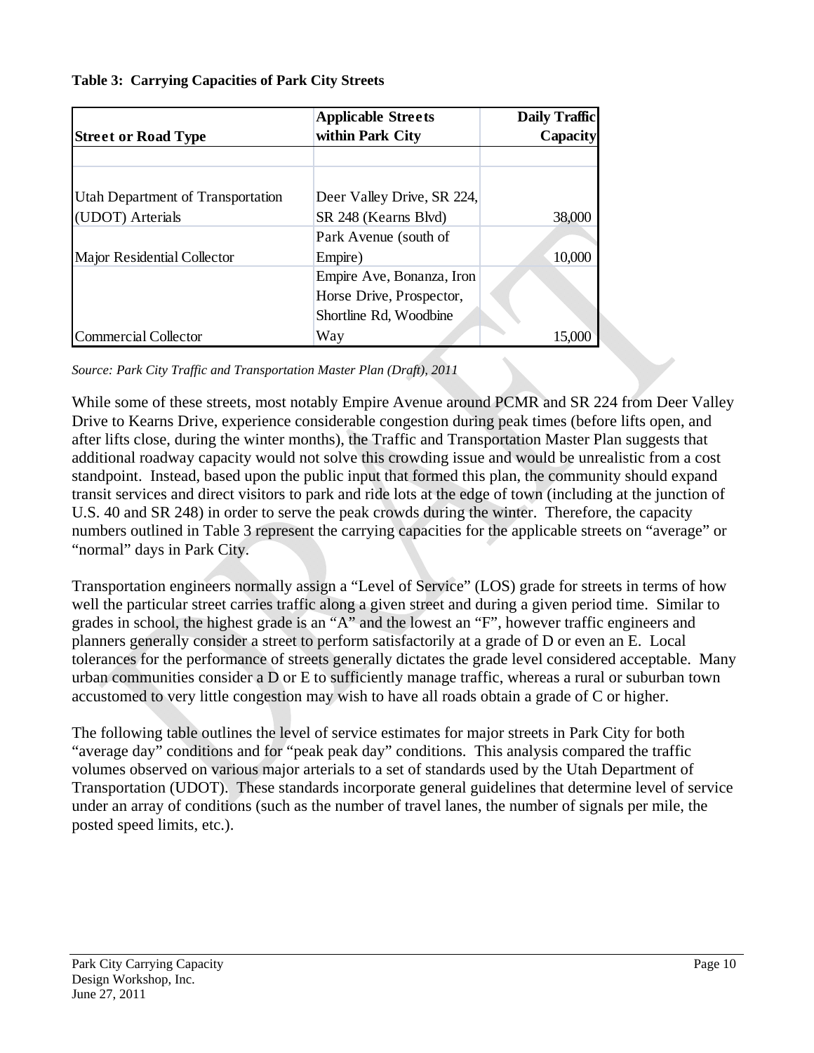**Table 3: Carrying Capacities of Park City Streets**

| Street or Road Type | Applicable Streets within Park City | Daily Traffic Capacity |
|---|---|---|
| Utah Department of Transportation (UDOT) Arterials | Deer Valley Drive, SR 224, SR 248 (Kearns Blvd) | 38,000 |
| Major Residential Collector | Park Avenue (south of Empire) | 10,000 |
| Commercial Collector | Empire Ave, Bonanza, Iron Horse Drive, Prospector, Shortline Rd, Woodbine Way | 15,000 |

*Source: Park City Traffic and Transportation Master Plan (Draft), 2011*

While some of these streets, most notably Empire Avenue around PCMR and SR 224 from Deer Valley Drive to Kearns Drive, experience considerable congestion during peak times (before lifts open, and after lifts close, during the winter months), the Traffic and Transportation Master Plan suggests that additional roadway capacity would not solve this crowding issue and would be unrealistic from a cost standpoint. Instead, based upon the public input that formed this plan, the community should expand transit services and direct visitors to park and ride lots at the edge of town (including at the junction of U.S. 40 and SR 248) in order to serve the peak crowds during the winter. Therefore, the capacity numbers outlined in Table 3 represent the carrying capacities for the applicable streets on "average" or "normal" days in Park City.

Transportation engineers normally assign a "Level of Service" (LOS) grade for streets in terms of how well the particular street carries traffic along a given street and during a given period time. Similar to grades in school, the highest grade is an "A" and the lowest an "F", however traffic engineers and planners generally consider a street to perform satisfactorily at a grade of D or even an E. Local tolerances for the performance of streets generally dictates the grade level considered acceptable. Many urban communities consider a D or E to sufficiently manage traffic, whereas a rural or suburban town accustomed to very little congestion may wish to have all roads obtain a grade of C or higher.

The following table outlines the level of service estimates for major streets in Park City for both "average day" conditions and for "peak peak day" conditions. This analysis compared the traffic volumes observed on various major arterials to a set of standards used by the Utah Department of Transportation (UDOT). These standards incorporate general guidelines that determine level of service under an array of conditions (such as the number of travel lanes, the number of signals per mile, the posted speed limits, etc.).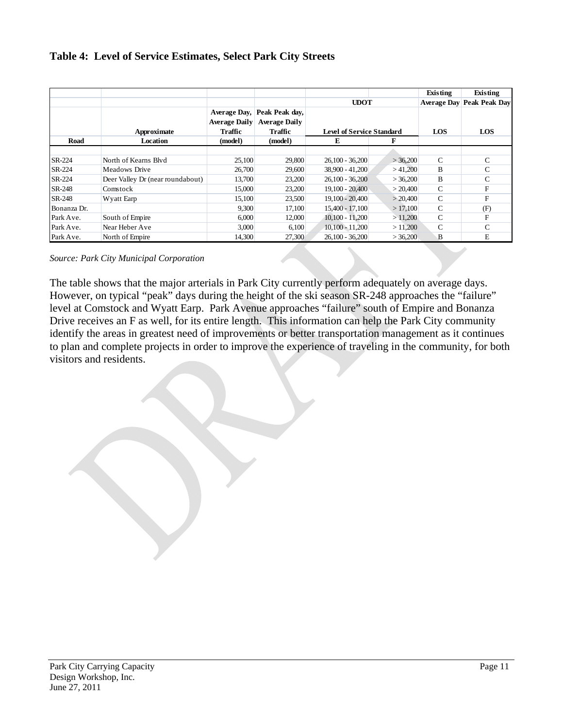**Table 4: Level of Service Estimates, Select Park City Streets**

| Road | Approximate Location | Average Day, Average Daily Traffic (model) | Peak Peak day, Average Daily Traffic (model) | UDOT Level of Service Standard E | UDOT Level of Service Standard F | Existing Average Day LOS | Existing Peak Peak Day LOS |
|---|---|---|---|---|---|---|---|
| SR-224 | North of Kearns Blvd | 25,100 | 29,800 | 26,100 - 36,200 | > 36,200 | C | C |
| SR-224 | Meadows Drive | 26,700 | 29,600 | 38,900 - 41,200 | > 41,200 | B | C |
| SR-224 | Deer Valley Dr (near roundabout) | 13,700 | 23,200 | 26,100 - 36,200 | > 36,200 | B | C |
| SR-248 | Comstock | 15,000 | 23,200 | 19,100 - 20,400 | > 20,400 | C | F |
| SR-248 | Wyatt Earp | 15,100 | 23,500 | 19,100 - 20,400 | > 20,400 | C | F |
| Bonanza Dr. | | 9,300 | 17,100 | 15,400 - 17,100 | > 17,100 | C | (F) |
| Park Ave. | South of Empire | 6,000 | 12,000 | 10,100 - 11,200 | > 11,200 | C | F |
| Park Ave. | Near Heber Ave | 3,000 | 6,100 | 10,100 - 11,200 | > 11,200 | C | C |
| Park Ave. | North of Empire | 14,300 | 27,300 | 26,100 - 36,200 | > 36,200 | B | E |

*Source: Park City Municipal Corporation*

The table shows that the major arterials in Park City currently perform adequately on average days. However, on typical "peak" days during the height of the ski season SR-248 approaches the "failure" level at Comstock and Wyatt Earp. Park Avenue approaches "failure" south of Empire and Bonanza Drive receives an F as well, for its entire length. This information can help the Park City community identify the areas in greatest need of improvements or better transportation management as it continues to plan and complete projects in order to improve the experience of traveling in the community, for both visitors and residents.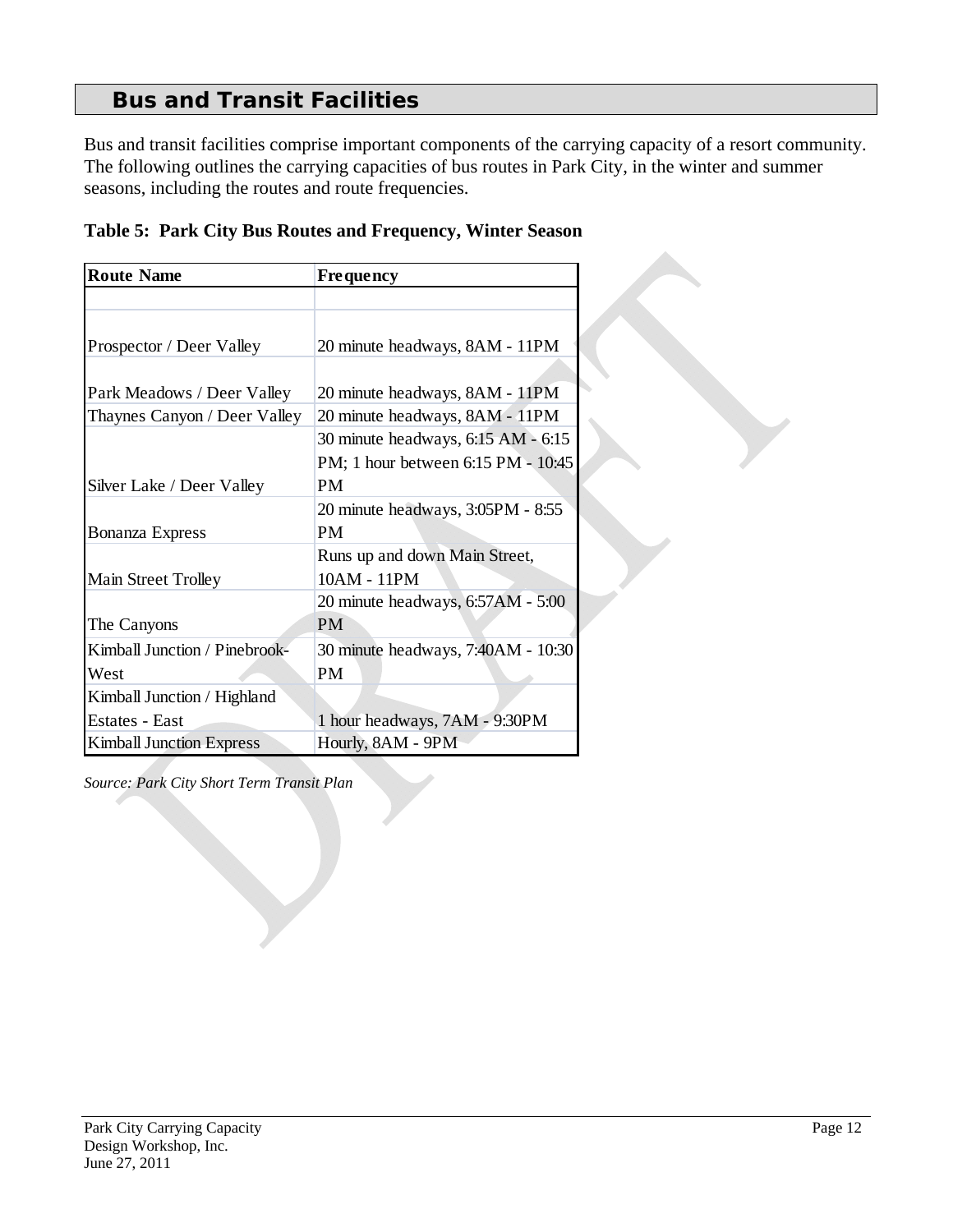## Bus and Transit Facilities

Bus and transit facilities comprise important components of the carrying capacity of a resort community. The following outlines the carrying capacities of bus routes in Park City, in the winter and summer seasons, including the routes and route frequencies.

**Table 5: Park City Bus Routes and Frequency, Winter Season**

| Route Name | Frequency |
|---|---|
| | |
| Prospector / Deer Valley | 20 minute headways, 8AM - 11PM |
| Park Meadows / Deer Valley | 20 minute headways, 8AM - 11PM |
| Thaynes Canyon / Deer Valley | 20 minute headways, 8AM - 11PM |
| Silver Lake / Deer Valley | 30 minute headways, 6:15 AM - 6:15 PM; 1 hour between 6:15 PM - 10:45 PM |
| Bonanza Express | 20 minute headways, 3:05PM - 8:55 PM |
| Main Street Trolley | Runs up and down Main Street, 10AM - 11PM |
| The Canyons | 20 minute headways, 6:57AM - 5:00 PM |
| Kimball Junction / Pinebrook-West | 30 minute headways, 7:40AM - 10:30 PM |
| Kimball Junction / Highland Estates - East | 1 hour headways, 7AM - 9:30PM |
| Kimball Junction Express | Hourly, 8AM - 9PM |

*Source: Park City Short Term Transit Plan*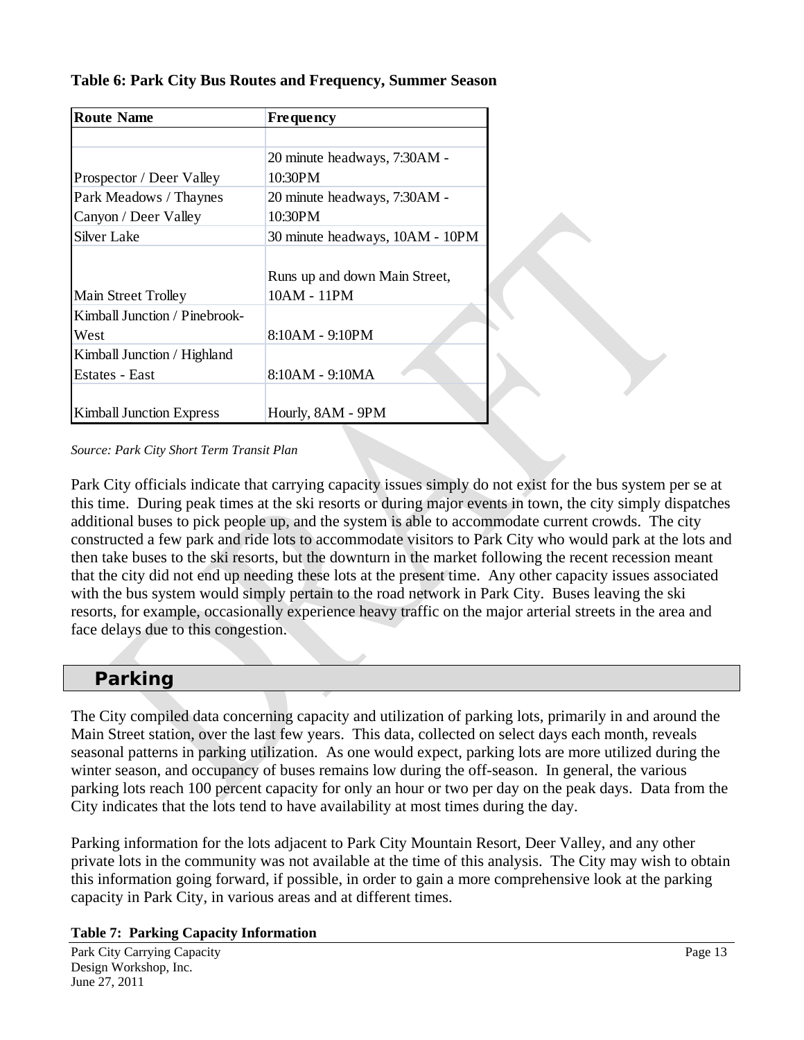**Table 6: Park City Bus Routes and Frequency, Summer Season**

| Route Name | Frequency |
|---|---|
| | |
| Prospector / Deer Valley | 20 minute headways, 7:30AM - 10:30PM |
| Park Meadows / Thaynes Canyon / Deer Valley | 20 minute headways, 7:30AM - 10:30PM |
| Silver Lake | 30 minute headways, 10AM - 10PM |
| Main Street Trolley | Runs up and down Main Street, 10AM - 11PM |
| Kimball Junction / Pinebrook-West | 8:10AM - 9:10PM |
| Kimball Junction / Highland Estates - East | 8:10AM - 9:10MA |
| Kimball Junction Express | Hourly, 8AM - 9PM |

*Source: Park City Short Term Transit Plan*

Park City officials indicate that carrying capacity issues simply do not exist for the bus system per se at this time. During peak times at the ski resorts or during major events in town, the city simply dispatches additional buses to pick people up, and the system is able to accommodate current crowds. The city constructed a few park and ride lots to accommodate visitors to Park City who would park at the lots and then take buses to the ski resorts, but the downturn in the market following the recent recession meant that the city did not end up needing these lots at the present time. Any other capacity issues associated with the bus system would simply pertain to the road network in Park City. Buses leaving the ski resorts, for example, occasionally experience heavy traffic on the major arterial streets in the area and face delays due to this congestion.

## Parking

The City compiled data concerning capacity and utilization of parking lots, primarily in and around the Main Street station, over the last few years. This data, collected on select days each month, reveals seasonal patterns in parking utilization. As one would expect, parking lots are more utilized during the winter season, and occupancy of buses remains low during the off-season. In general, the various parking lots reach 100 percent capacity for only an hour or two per day on the peak days. Data from the City indicates that the lots tend to have availability at most times during the day.

Parking information for the lots adjacent to Park City Mountain Resort, Deer Valley, and any other private lots in the community was not available at the time of this analysis. The City may wish to obtain this information going forward, if possible, in order to gain a more comprehensive look at the parking capacity in Park City, in various areas and at different times.

**Table 7: Parking Capacity Information**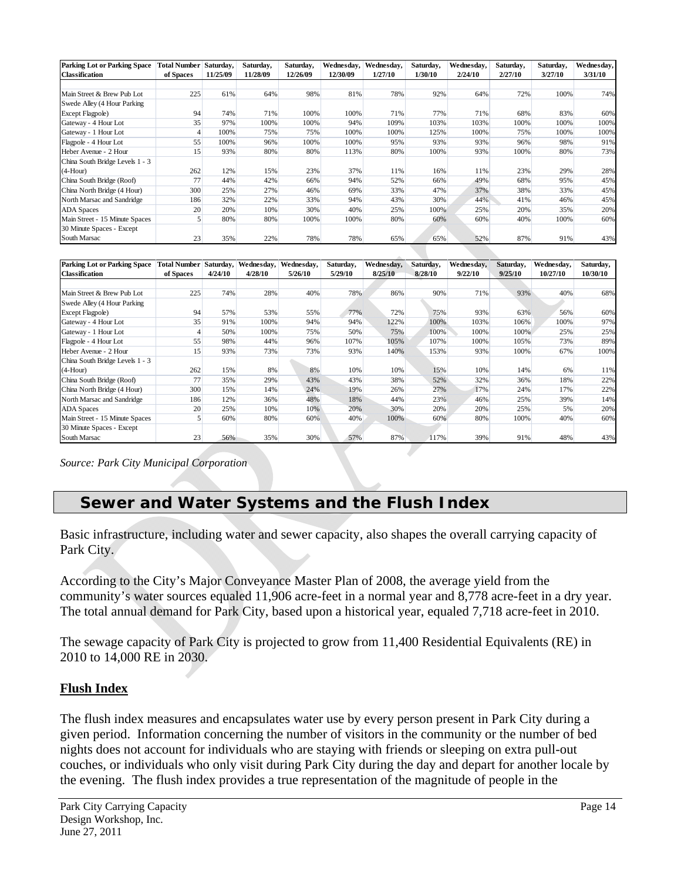| Parking Lot or Parking Space Classification | Total Number of Spaces | Saturday, 11/25/09 | Saturday, 11/28/09 | Saturday, 12/26/09 | Wednesday, 12/30/09 | Wednesday, 1/27/10 | Saturday, 1/30/10 | Wednesday, 2/24/10 | Saturday, 2/27/10 | Saturday, 3/27/10 | Wednesday, 3/31/10 |
|---|---|---|---|---|---|---|---|---|---|---|---|
| Main Street & Brew Pub Lot | 225 | 61% | 64% | 98% | 81% | 78% | 92% | 64% | 72% | 100% | 74% |
| Swede Alley (4 Hour Parking Except Flagpole) | 94 | 74% | 71% | 100% | 100% | 71% | 77% | 71% | 68% | 83% | 60% |
| Gateway - 4 Hour Lot | 35 | 97% | 100% | 100% | 94% | 109% | 103% | 103% | 100% | 100% | 100% |
| Gateway - 1 Hour Lot | 4 | 100% | 75% | 75% | 100% | 100% | 125% | 100% | 75% | 100% | 100% |
| Flagpole - 4 Hour Lot | 55 | 100% | 96% | 100% | 100% | 95% | 93% | 93% | 96% | 98% | 91% |
| Heber Avenue - 2 Hour | 15 | 93% | 80% | 80% | 113% | 80% | 100% | 93% | 100% | 80% | 73% |
| China South Bridge Levels 1 - 3 (4-Hour) | 262 | 12% | 15% | 23% | 37% | 11% | 16% | 11% | 23% | 29% | 28% |
| China South Bridge (Roof) | 77 | 44% | 42% | 66% | 94% | 52% | 66% | 49% | 68% | 95% | 45% |
| China North Bridge (4 Hour) | 300 | 25% | 27% | 46% | 69% | 33% | 47% | 37% | 38% | 33% | 45% |
| North Marsac and Sandridge | 186 | 32% | 22% | 33% | 94% | 43% | 30% | 44% | 41% | 46% | 45% |
| ADA Spaces | 20 | 20% | 10% | 30% | 40% | 25% | 100% | 25% | 20% | 35% | 20% |
| Main Street - 15 Minute Spaces | 5 | 80% | 80% | 100% | 100% | 80% | 60% | 60% | 40% | 100% | 60% |
| 30 Minute Spaces - Except South Marsac | 23 | 35% | 22% | 78% | 78% | 65% | 65% | 52% | 87% | 91% | 43% |

| Parking Lot or Parking Space Classification | Total Number of Spaces | Saturday, 4/24/10 | Wednesday, 4/28/10 | Wednesday, 5/26/10 | Saturday, 5/29/10 | Wednesday, 8/25/10 | Saturday, 8/28/10 | Wednesday, 9/22/10 | Saturday, 9/25/10 | Wednesday, 10/27/10 | Saturday, 10/30/10 |
|---|---|---|---|---|---|---|---|---|---|---|---|
| Main Street & Brew Pub Lot | 225 | 74% | 28% | 40% | 78% | 86% | 90% | 71% | 93% | 40% | 68% |
| Swede Alley (4 Hour Parking Except Flagpole) | 94 | 57% | 53% | 55% | 77% | 72% | 75% | 93% | 63% | 56% | 60% |
| Gateway - 4 Hour Lot | 35 | 91% | 100% | 94% | 94% | 122% | 100% | 103% | 106% | 100% | 97% |
| Gateway - 1 Hour Lot | 4 | 50% | 100% | 75% | 50% | 75% | 100% | 100% | 100% | 25% | 25% |
| Flagpole - 4 Hour Lot | 55 | 98% | 44% | 96% | 107% | 105% | 107% | 100% | 105% | 73% | 89% |
| Heber Avenue - 2 Hour | 15 | 93% | 73% | 73% | 93% | 140% | 153% | 93% | 100% | 67% | 100% |
| China South Bridge Levels 1 - 3 (4-Hour) | 262 | 15% | 8% | 8% | 10% | 10% | 15% | 10% | 14% | 6% | 11% |
| China South Bridge (Roof) | 77 | 35% | 29% | 43% | 43% | 38% | 52% | 32% | 36% | 18% | 22% |
| China North Bridge (4 Hour) | 300 | 15% | 14% | 24% | 19% | 26% | 27% | 17% | 24% | 17% | 22% |
| North Marsac and Sandridge | 186 | 12% | 36% | 48% | 18% | 44% | 23% | 46% | 25% | 39% | 14% |
| ADA Spaces | 20 | 25% | 10% | 10% | 20% | 30% | 20% | 20% | 25% | 5% | 20% |
| Main Street - 15 Minute Spaces | 5 | 60% | 80% | 60% | 40% | 100% | 60% | 80% | 100% | 40% | 60% |
| 30 Minute Spaces - Except South Marsac | 23 | 56% | 35% | 30% | 57% | 87% | 117% | 39% | 91% | 48% | 43% |

*Source: Park City Municipal Corporation*

## Sewer and Water Systems and the Flush Index

Basic infrastructure, including water and sewer capacity, also shapes the overall carrying capacity of Park City.

According to the City's Major Conveyance Master Plan of 2008, the average yield from the community's water sources equaled 11,906 acre-feet in a normal year and 8,778 acre-feet in a dry year. The total annual demand for Park City, based upon a historical year, equaled 7,718 acre-feet in 2010.

The sewage capacity of Park City is projected to grow from 11,400 Residential Equivalents (RE) in 2010 to 14,000 RE in 2030.

### Flush Index

The flush index measures and encapsulates water use by every person present in Park City during a given period. Information concerning the number of visitors in the community or the number of bed nights does not account for individuals who are staying with friends or sleeping on extra pull-out couches, or individuals who only visit during Park City during the day and depart for another locale by the evening. The flush index provides a true representation of the magnitude of people in the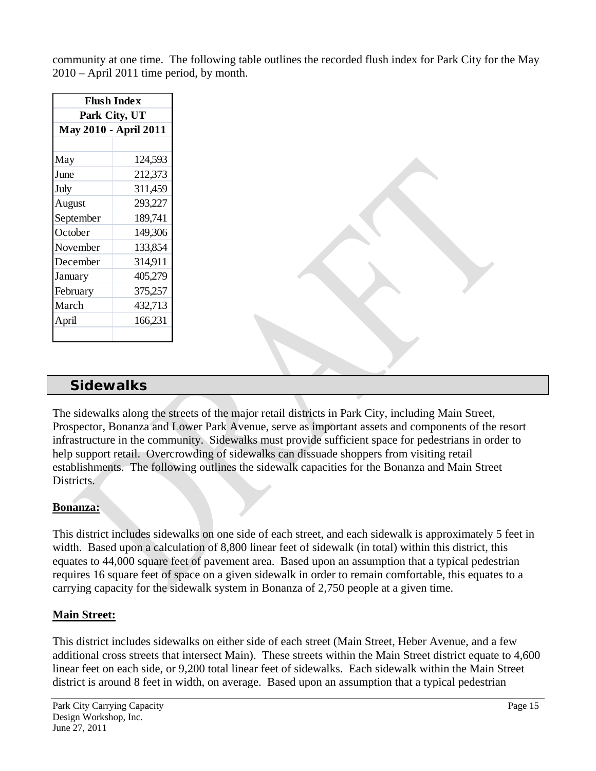community at one time. The following table outlines the recorded flush index for Park City for the May 2010 – April 2011 time period, by month.

| Flush Index<br>Park City, UT<br>May 2010 - April 2011 | |
|---|---|
| May | 124,593 |
| June | 212,373 |
| July | 311,459 |
| August | 293,227 |
| September | 189,741 |
| October | 149,306 |
| November | 133,854 |
| December | 314,911 |
| January | 405,279 |
| February | 375,257 |
| March | 432,713 |
| April | 166,231 |

## Sidewalks

The sidewalks along the streets of the major retail districts in Park City, including Main Street, Prospector, Bonanza and Lower Park Avenue, serve as important assets and components of the resort infrastructure in the community. Sidewalks must provide sufficient space for pedestrians in order to help support retail. Overcrowding of sidewalks can dissuade shoppers from visiting retail establishments. The following outlines the sidewalk capacities for the Bonanza and Main Street Districts.

**Bonanza:**

This district includes sidewalks on one side of each street, and each sidewalk is approximately 5 feet in width. Based upon a calculation of 8,800 linear feet of sidewalk (in total) within this district, this equates to 44,000 square feet of pavement area. Based upon an assumption that a typical pedestrian requires 16 square feet of space on a given sidewalk in order to remain comfortable, this equates to a carrying capacity for the sidewalk system in Bonanza of 2,750 people at a given time.

**Main Street:**

This district includes sidewalks on either side of each street (Main Street, Heber Avenue, and a few additional cross streets that intersect Main). These streets within the Main Street district equate to 4,600 linear feet on each side, or 9,200 total linear feet of sidewalks. Each sidewalk within the Main Street district is around 8 feet in width, on average. Based upon an assumption that a typical pedestrian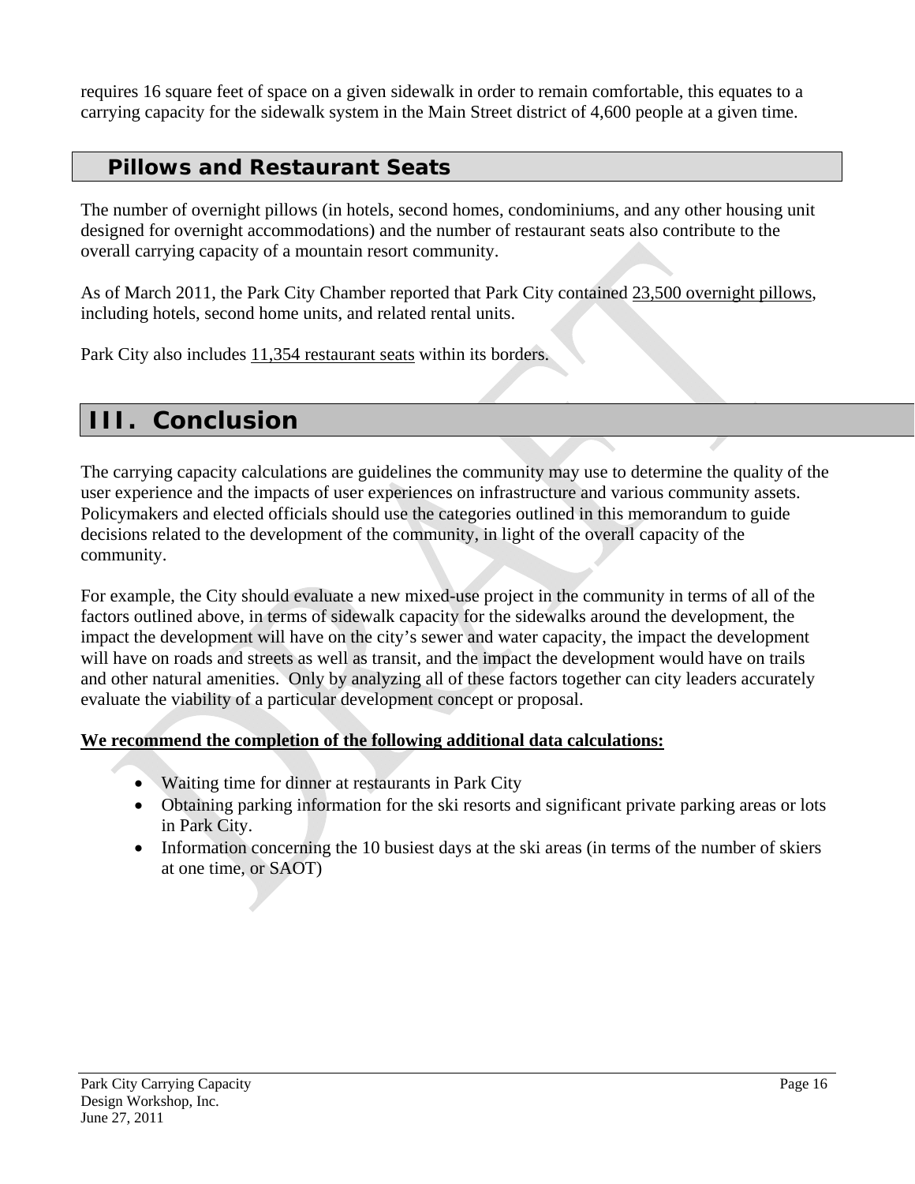requires 16 square feet of space on a given sidewalk in order to remain comfortable, this equates to a carrying capacity for the sidewalk system in the Main Street district of 4,600 people at a given time.

## Pillows and Restaurant Seats

The number of overnight pillows (in hotels, second homes, condominiums, and any other housing unit designed for overnight accommodations) and the number of restaurant seats also contribute to the overall carrying capacity of a mountain resort community.

As of March 2011, the Park City Chamber reported that Park City contained 23,500 overnight pillows, including hotels, second home units, and related rental units.

Park City also includes 11,354 restaurant seats within its borders.

# III. Conclusion

The carrying capacity calculations are guidelines the community may use to determine the quality of the user experience and the impacts of user experiences on infrastructure and various community assets. Policymakers and elected officials should use the categories outlined in this memorandum to guide decisions related to the development of the community, in light of the overall capacity of the community.

For example, the City should evaluate a new mixed-use project in the community in terms of all of the factors outlined above, in terms of sidewalk capacity for the sidewalks around the development, the impact the development will have on the city's sewer and water capacity, the impact the development will have on roads and streets as well as transit, and the impact the development would have on trails and other natural amenities. Only by analyzing all of these factors together can city leaders accurately evaluate the viability of a particular development concept or proposal.

**We recommend the completion of the following additional data calculations:**

- Waiting time for dinner at restaurants in Park City
- Obtaining parking information for the ski resorts and significant private parking areas or lots in Park City.
- Information concerning the 10 busiest days at the ski areas (in terms of the number of skiers at one time, or SAOT)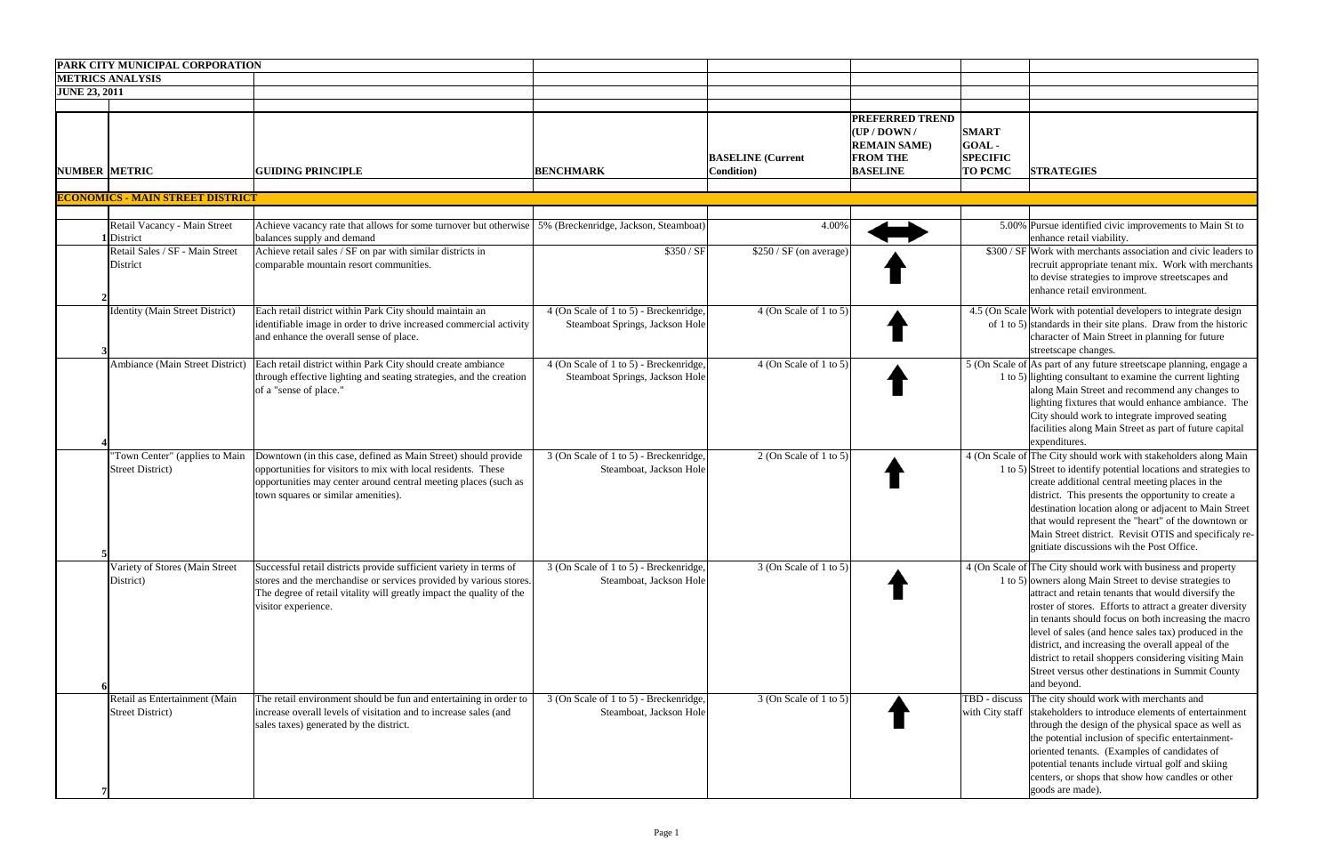**PARK CITY MUNICIPAL CORPORATION**

**METRICS ANALYSIS**

**JUNE 23, 2011**

| NUMBER | METRIC | GUIDING PRINCIPLE | BENCHMARK | BASELINE (Current Condition) | PREFERRED TREND (UP / DOWN / REMAIN SAME) FROM THE BASELINE | SMART GOAL - SPECIFIC TO PCMC | STRATEGIES |
|---|---|---|---|---|---|---|---|
| **ECONOMICS - MAIN STREET DISTRICT** | | | | | | | |
| 1 | Retail Vacancy - Main Street District | Achieve vacancy rate that allows for some turnover but otherwise balances supply and demand | 5% (Breckenridge, Jackson, Steamboat) | 4.00% | ↔ | 5.00% | Pursue identified civic improvements to Main St to enhance retail viability. |
| 2 | Retail Sales / SF - Main Street District | Achieve retail sales / SF on par with similar districts in comparable mountain resort communities. | $350 / SF | $250 / SF (on average) | ↑ | $300 / SF | Work with merchants association and civic leaders to recruit appropriate tenant mix. Work with merchants to devise strategies to improve streetscapes and enhance retail environment. |
| 3 | Identity (Main Street District) | Each retail district within Park City should maintain an identifiable image in order to drive increased commercial activity and enhance the overall sense of place. | 4 (On Scale of 1 to 5) - Breckenridge, Steamboat Springs, Jackson Hole | 4 (On Scale of 1 to 5) | ↑ | 4.5 (On Scale of 1 to 5) | Work with potential developers to integrate design standards in their site plans. Draw from the historic character of Main Street in planning for future streetscape changes. |
| 4 | Ambiance (Main Street District) | Each retail district within Park City should create ambiance through effective lighting and seating strategies, and the creation of a "sense of place." | 4 (On Scale of 1 to 5) - Breckenridge, Steamboat Springs, Jackson Hole | 4 (On Scale of 1 to 5) | ↑ | 5 (On Scale of 1 to 5) | As part of any future streetscape planning, engage a lighting consultant to examine the current lighting along Main Street and recommend any changes to lighting fixtures that would enhance ambiance. The City should work to integrate improved seating facilities along Main Street as part of future capital expenditures. |
| 5 | "Town Center" (applies to Main Street District) | Downtown (in this case, defined as Main Street) should provide opportunities for visitors to mix with local residents. These opportunities may center around central meeting places (such as town squares or similar amenities). | 3 (On Scale of 1 to 5) - Breckenridge, Steamboat, Jackson Hole | 2 (On Scale of 1 to 5) | ↑ | 4 (On Scale of 1 to 5) | The City should work with stakeholders along Main Street to identify potential locations and strategies to create additional central meeting places in the district. This presents the opportunity to create a destination location along or adjacent to Main Street that would represent the "heart" of the downtown or Main Street district. Revisit OTIS and specificaly re-gnitiate discussions wih the Post Office. |
| 6 | Variety of Stores (Main Street District) | Successful retail districts provide sufficient variety in terms of stores and the merchandise or services provided by various stores. The degree of retail vitality will greatly impact the quality of the visitor experience. | 3 (On Scale of 1 to 5) - Breckenridge, Steamboat, Jackson Hole | 3 (On Scale of 1 to 5) | ↑ | 4 (On Scale of 1 to 5) | The City should work with business and property owners along Main Street to devise strategies to attract and retain tenants that would diversify the roster of stores. Efforts to attract a greater diversity in tenants should focus on both increasing the macro level of sales (and hence sales tax) produced in the district, and increasing the overall appeal of the district to retail shoppers considering visiting Main Street versus other destinations in Summit County and beyond. |
| 7 | Retail as Entertainment (Main Street District) | The retail environment should be fun and entertaining in order to increase overall levels of visitation and to increase sales (and sales taxes) generated by the district. | 3 (On Scale of 1 to 5) - Breckenridge, Steamboat, Jackson Hole | 3 (On Scale of 1 to 5) | ↑ | TBD - discuss with City staff | The city should work with merchants and stakeholders to introduce elements of entertainment through the design of the physical space as well as the potential inclusion of specific entertainment-oriented tenants. (Examples of candidates of potential tenants include virtual golf and skiing centers, or shops that show how candles or other goods are made). |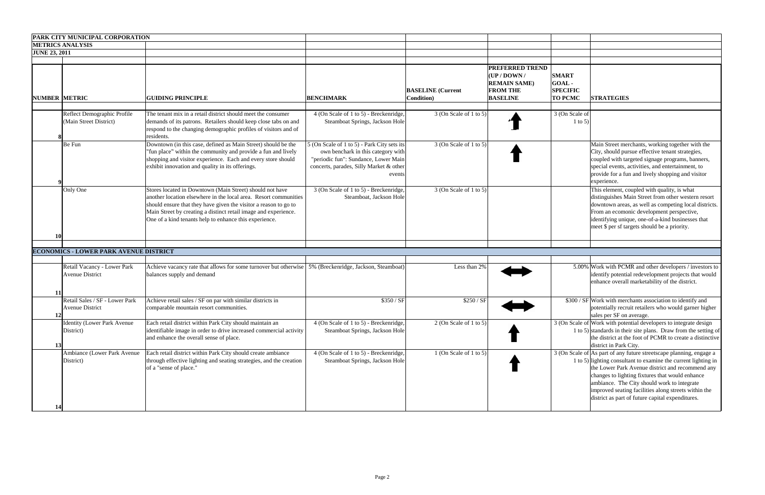**PARK CITY MUNICIPAL CORPORATION**

**METRICS ANALYSIS**

**JUNE 23, 2011**

| NUMBER | METRIC | GUIDING PRINCIPLE | BENCHMARK | BASELINE (Current Condition) | PREFERRED TREND (UP / DOWN / REMAIN SAME) FROM THE BASELINE | SMART GOAL - SPECIFIC TO PCMC | STRATEGIES |
|---|---|---|---|---|---|---|---|
| 8 | Reflect Demographic Profile (Main Street District) | The tenant mix in a retail district should meet the consumer demands of its patrons. Retailers should keep close tabs on and respond to the changing demographic profiles of visitors and of residents. | 4 (On Scale of 1 to 5) - Breckenridge, Steamboat Springs, Jackson Hole | 3 (On Scale of 1 to 5) | ↑ | 3 (On Scale of 1 to 5) | |
| 9 | Be Fun | Downtown (in this case, defined as Main Street) should be the "fun place" within the community and provide a fun and lively shopping and visitor experience. Each and every store should exhibit innovation and quality in its offerings. | 5 (On Scale of 1 to 5) - Park City sets its own benchark in this category with "periodic fun": Sundance, Lower Main concerts, parades, Silly Market & other events | 3 (On Scale of 1 to 5) | ↑ | | Main Street merchants, working together with the City, should pursue effective tenant strategies, coupled with targeted signage programs, banners, special events, activities, and entertainment, to provide for a fun and lively shopping and visitor experience. |
| 10 | Only One | Stores located in Downtown (Main Street) should not have another location elsewhere in the local area. Resort communities should ensure that they have given the visitor a reason to go to Main Street by creating a distinct retail image and experience. One of a kind tenants help to enhance this experience. | 3 (On Scale of 1 to 5) - Breckenridge, Steamboat, Jackson Hole | 3 (On Scale of 1 to 5) | | | This element, coupled with quality, is what distinguishes Main Street from other western resort downtown areas, as well as competing local districts. From an ecomonic development perspective, identifying unique, one-of-a-kind businesses that meet $ per sf targets should be a priority. |
| | **ECONOMICS - LOWER PARK AVENUE DISTRICT** | | | | | | |
| 11 | Retail Vacancy - Lower Park Avenue District | Achieve vacancy rate that allows for some turnover but otherwise balances supply and demand | 5% (Breckenridge, Jackson, Steamboat) | Less than 2% | ↔ | 5.00% | Work with PCMR and other developers / investors to identify potential redevelopment projects that would enhance overall marketability of the district. |
| 12 | Retail Sales / SF - Lower Park Avenue District | Achieve retail sales / SF on par with similar districts in comparable mountain resort communities. | $350 / SF | $250 / SF | ↔ | $300 / SF | Work with merchants association to identify and potentially recruit retailers who would garner higher sales per SF on average. |
| 13 | Identity (Lower Park Avenue District) | Each retail district within Park City should maintain an identifiable image in order to drive increased commercial activity and enhance the overall sense of place. | 4 (On Scale of 1 to 5) - Breckenridge, Steamboat Springs, Jackson Hole | 2 (On Scale of 1 to 5) | ↑ | 3 (On Scale of 1 to 5) | Work with potential developers to integrate design standards in their site plans. Draw from the setting of the district at the foot of PCMR to create a distinctive district in Park City. |
| 14 | Ambiance (Lower Park Avenue District) | Each retail district within Park City should create ambiance through effective lighting and seating strategies, and the creation of a "sense of place." | 4 (On Scale of 1 to 5) - Breckenridge, Steamboat Springs, Jackson Hole | 1 (On Scale of 1 to 5) | ↑ | 3 (On Scale of 1 to 5) | As part of any future streetscape planning, engage a lighting consultant to examine the current lighting in the Lower Park Avenue district and recommend any changes to lighting fixtures that would enhance ambiance. The City should work to integrate improved seating facilities along streets within the district as part of future capital expenditures. |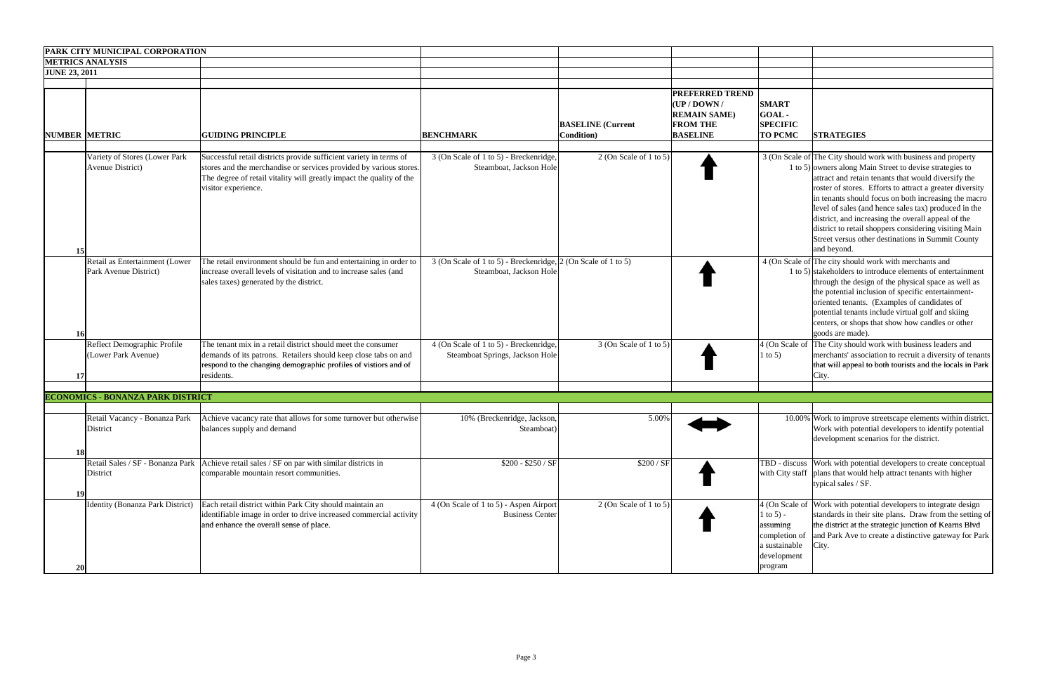**PARK CITY MUNICIPAL CORPORATION**

**METRICS ANALYSIS**

**JUNE 23, 2011**

| NUMBER | METRIC | GUIDING PRINCIPLE | BENCHMARK | BASELINE (Current Condition) | PREFERRED TREND (UP / DOWN / REMAIN SAME) FROM THE BASELINE | SMART GOAL - SPECIFIC TO PCMC | STRATEGIES |
|---|---|---|---|---|---|---|---|
| 15 | Variety of Stores (Lower Park Avenue District) | Successful retail districts provide sufficient variety in terms of stores and the merchandise or services provided by various stores. The degree of retail vitality will greatly impact the quality of the visitor experience. | 3 (On Scale of 1 to 5) - Breckenridge, Steamboat, Jackson Hole | 2 (On Scale of 1 to 5) | ↑ | 3 (On Scale of 1 to 5) | The City should work with business and property owners along Main Street to devise strategies to attract and retain tenants that would diversify the roster of stores. Efforts to attract a greater diversity in tenants should focus on both increasing the macro level of sales (and hence sales tax) produced in the district, and increasing the overall appeal of the district to retail shoppers considering visiting Main Street versus other destinations in Summit County and beyond. |
| 16 | Retail as Entertainment (Lower Park Avenue District) | The retail environment should be fun and entertaining in order to increase overall levels of visitation and to increase sales (and sales taxes) generated by the district. | 3 (On Scale of 1 to 5) - Breckenridge, Steamboat, Jackson Hole | 2 (On Scale of 1 to 5) | ↑ | 4 (On Scale of 1 to 5) | The city should work with merchants and stakeholders to introduce elements of entertainment through the design of the physical space as well as the potential inclusion of specific entertainment-oriented tenants. (Examples of candidates of potential tenants include virtual golf and skiing centers, or shops that show how candles or other goods are made). |
| 17 | Reflect Demographic Profile (Lower Park Avenue) | The tenant mix in a retail district should meet the consumer demands of its patrons. Retailers should keep close tabs on and respond to the changing demographic profiles of vistiors and of residents. | 4 (On Scale of 1 to 5) - Breckenridge, Steamboat Springs, Jackson Hole | 3 (On Scale of 1 to 5) | ↑ | 4 (On Scale of 1 to 5) | The City should work with business leaders and merchants' association to recruit a diversity of tenants that will appeal to both tourists and the locals in Park City. |
| | **ECONOMICS - BONANZA PARK DISTRICT** | | | | | | |
| 18 | Retail Vacancy - Bonanza Park District | Achieve vacancy rate that allows for some turnover but otherwise balances supply and demand | 10% (Breckenridge, Jackson, Steamboat) | 5.00% | ↔ | 10.00% | Work to improve streetscape elements within district. Work with potential developers to identify potential development scenarios for the district. |
| 19 | Retail Sales / SF - Bonanza Park District | Achieve retail sales / SF on par with similar districts in comparable mountain resort communities. | $200 - $250 / SF | $200 / SF | ↑ | TBD - discuss with City staff | Work with potential developers to create conceptual plans that would help attract tenants with higher typical sales / SF. |
| 20 | Identity (Bonanza Park District) | Each retail district within Park City should maintain an identifiable image in order to drive increased commercial activity and enhance the overall sense of place. | 4 (On Scale of 1 to 5) - Aspen Airport Business Center | 2 (On Scale of 1 to 5) | ↑ | 4 (On Scale of 1 to 5) - assuming completion of a sustainable development program | Work with potential developers to integrate design standards in their site plans. Draw from the setting of the district at the strategic junction of Kearns Blvd and Park Ave to create a distinctive gateway for Park City. |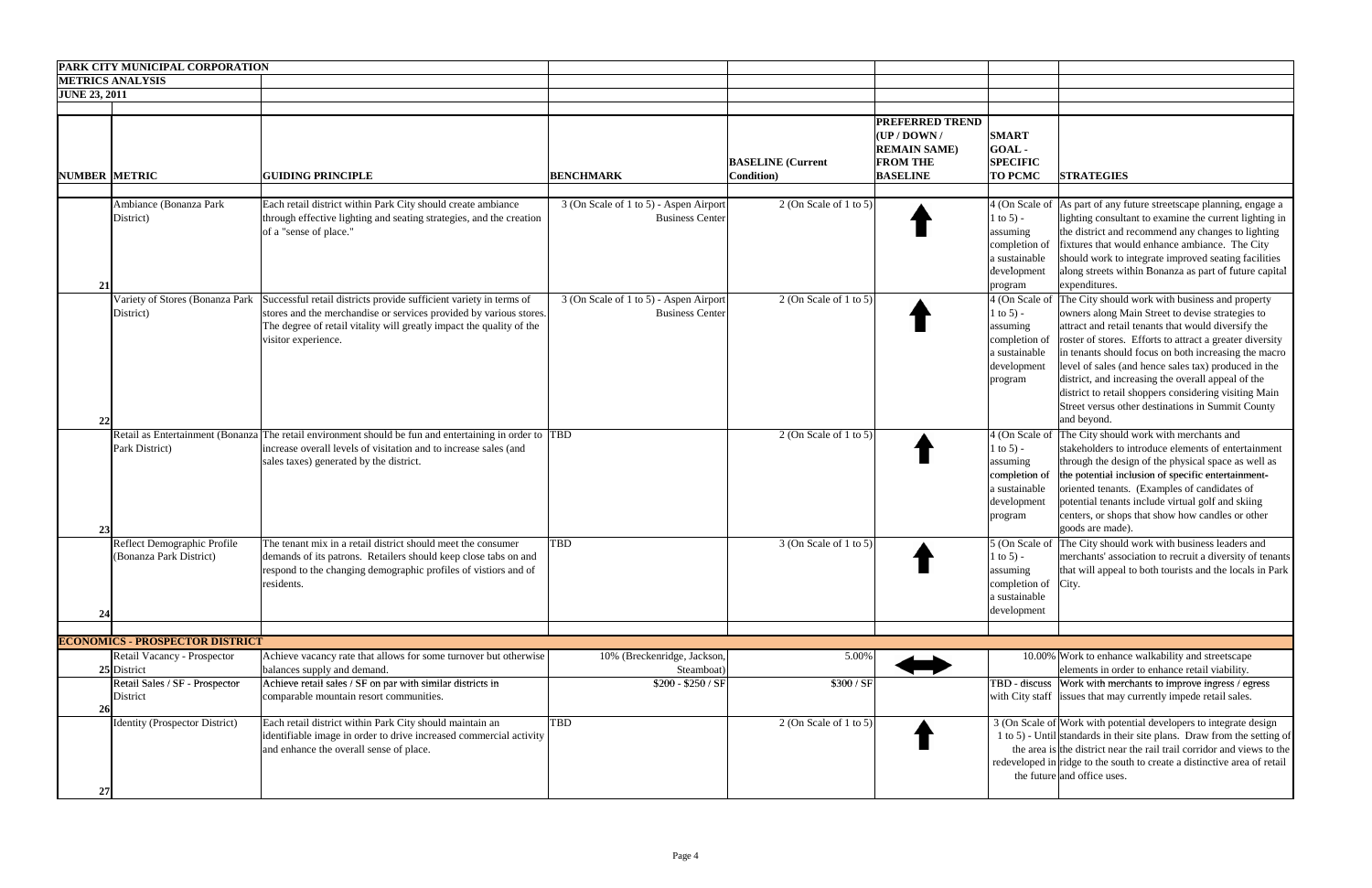**PARK CITY MUNICIPAL CORPORATION**
**METRICS ANALYSIS**
**JUNE 23, 2011**

| NUMBER | METRIC | GUIDING PRINCIPLE | BENCHMARK | BASELINE (Current Condition) | PREFERRED TREND (UP / DOWN / REMAIN SAME) FROM THE BASELINE | SMART GOAL - SPECIFIC TO PCMC | STRATEGIES |
|---|---|---|---|---|---|---|---|
| 21 | Ambiance (Bonanza Park District) | Each retail district within Park City should create ambiance through effective lighting and seating strategies, and the creation of a "sense of place." | 3 (On Scale of 1 to 5) - Aspen Airport Business Center | 2 (On Scale of 1 to 5) | ↑ | 4 (On Scale of 1 to 5) - assuming completion of a sustainable development program | As part of any future streetscape planning, engage a lighting consultant to examine the current lighting in the district and recommend any changes to lighting fixtures that would enhance ambiance. The City should work to integrate improved seating facilities along streets within Bonanza as part of future capital expenditures. |
| 22 | Variety of Stores (Bonanza Park District) | Successful retail districts provide sufficient variety in terms of stores and the merchandise or services provided by various stores. The degree of retail vitality will greatly impact the quality of the visitor experience. | 3 (On Scale of 1 to 5) - Aspen Airport Business Center | 2 (On Scale of 1 to 5) | ↑ | 4 (On Scale of 1 to 5) - assuming completion of a sustainable development program | The City should work with business and property owners along Main Street to devise strategies to attract and retail tenants that would diversify the roster of stores. Efforts to attract a greater diversity in tenants should focus on both increasing the macro level of sales (and hence sales tax) produced in the district, and increasing the overall appeal of the district to retail shoppers considering visiting Main Street versus other destinations in Summit County and beyond. |
| 23 | Retail as Entertainment (Bonanza Park District) | The retail environment should be fun and entertaining in order to increase overall levels of visitation and to increase sales (and sales taxes) generated by the district. | TBD | 2 (On Scale of 1 to 5) | ↑ | 4 (On Scale of 1 to 5) - assuming completion of a sustainable development program | The City should work with merchants and stakeholders to introduce elements of entertainment through the design of the physical space as well as the potential inclusion of specific entertainment-oriented tenants. (Examples of candidates of potential tenants include virtual golf and skiing centers, or shops that show how candles or other goods are made). |
| 24 | Reflect Demographic Profile (Bonanza Park District) | The tenant mix in a retail district should meet the consumer demands of its patrons. Retailers should keep close tabs on and respond to the changing demographic profiles of vistiors and of residents. | TBD | 3 (On Scale of 1 to 5) | ↑ | 5 (On Scale of 1 to 5) - assuming completion of a sustainable development | The City should work with business leaders and merchants' association to recruit a diversity of tenants that will appeal to both tourists and the locals in Park City. |
| | **ECONOMICS - PROSPECTOR DISTRICT** | | | | | | |
| 25 | Retail Vacancy - Prospector District | Achieve vacancy rate that allows for some turnover but otherwise balances supply and demand. | 10% (Breckenridge, Jackson, Steamboat) | 5.00% | ↔ | 10.00% | Work to enhance walkability and streetscape elements in order to enhance retail viability. |
| 26 | Retail Sales / SF - Prospector District | Achieve retail sales / SF on par with similar districts in comparable mountain resort communities. | $200 - $250 / SF | $300 / SF | | TBD - discuss with City staff | Work with merchants to improve ingress / egress issues that may currently impede retail sales. |
| 27 | Identity (Prospector District) | Each retail district within Park City should maintain an identifiable image in order to drive increased commercial activity and enhance the overall sense of place. | TBD | 2 (On Scale of 1 to 5) | ↑ | 3 (On Scale of 1 to 5) - Until the area is redeveloped in the future | Work with potential developers to integrate design standards in their site plans. Draw from the setting of the district near the rail trail corridor and views to the ridge to the south to create a distinctive area of retail and office uses. |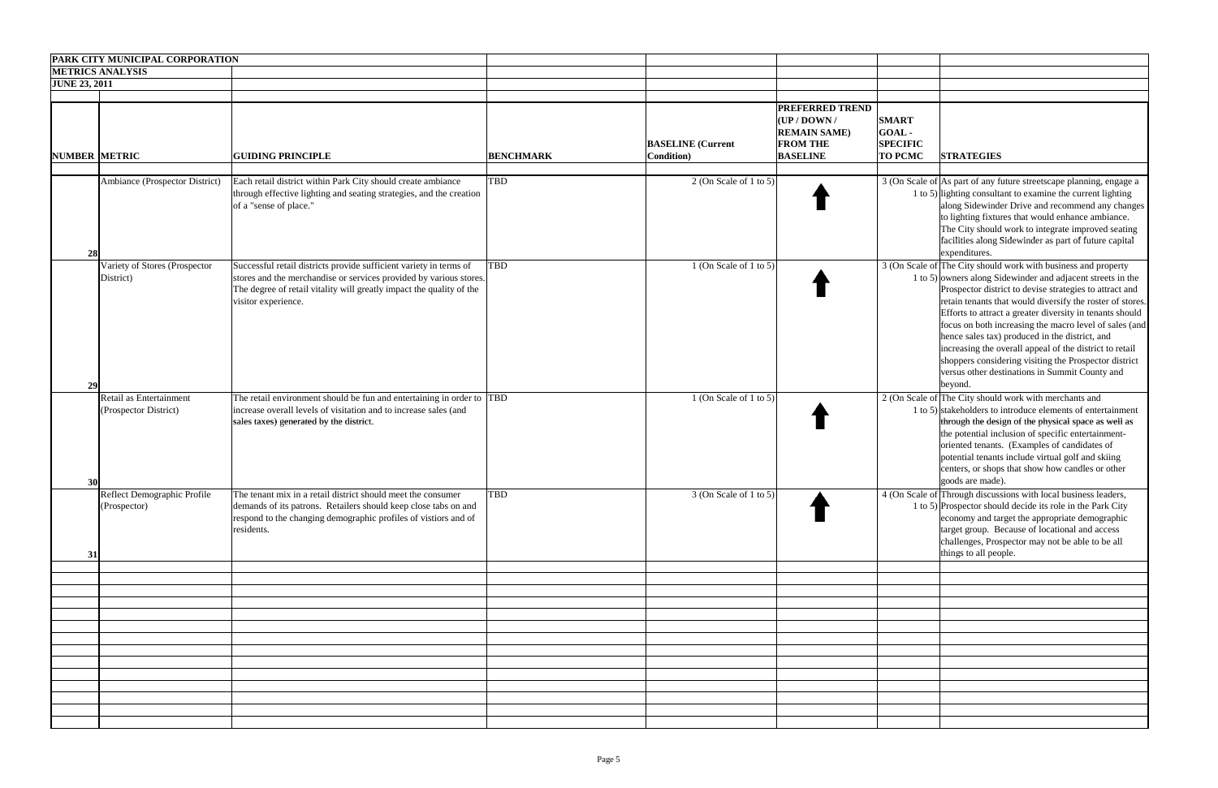**PARK CITY MUNICIPAL CORPORATION**

**METRICS ANALYSIS**

**JUNE 23, 2011**

| NUMBER | METRIC | GUIDING PRINCIPLE | BENCHMARK | BASELINE (Current Condition) | PREFERRED TREND (UP / DOWN / REMAIN SAME) FROM THE BASELINE | SMART GOAL - SPECIFIC TO PCMC | STRATEGIES |
|---|---|---|---|---|---|---|---|
| 28 | Ambiance (Prospector District) | Each retail district within Park City should create ambiance through effective lighting and seating strategies, and the creation of a "sense of place." | TBD | 2 (On Scale of 1 to 5) | ⬆ | 3 (On Scale of 1 to 5) | As part of any future streetscape planning, engage a lighting consultant to examine the current lighting along Sidewinder Drive and recommend any changes to lighting fixtures that would enhance ambiance. The City should work to integrate improved seating facilities along Sidewinder as part of future capital expenditures. |
| 29 | Variety of Stores (Prospector District) | Successful retail districts provide sufficient variety in terms of stores and the merchandise or services provided by various stores. The degree of retail vitality will greatly impact the quality of the visitor experience. | TBD | 1 (On Scale of 1 to 5) | ⬆ | 3 (On Scale of 1 to 5) | The City should work with business and property owners along Sidewinder and adjacent streets in the Prospector district to devise strategies to attract and retain tenants that would diversify the roster of stores. Efforts to attract a greater diversity in tenants should focus on both increasing the macro level of sales (and hence sales tax) produced in the district, and increasing the overall appeal of the district to retail shoppers considering visiting the Prospector district versus other destinations in Summit County and beyond. |
| 30 | Retail as Entertainment (Prospector District) | The retail environment should be fun and entertaining in order to increase overall levels of visitation and to increase sales (and sales taxes) generated by the district. | TBD | 1 (On Scale of 1 to 5) | ⬆ | 2 (On Scale of 1 to 5) | The City should work with merchants and stakeholders to introduce elements of entertainment through the design of the physical space as well as the potential inclusion of specific entertainment-oriented tenants. (Examples of candidates of potential tenants include virtual golf and skiing centers, or shops that show how candles or other goods are made). |
| 31 | Reflect Demographic Profile (Prospector) | The tenant mix in a retail district should meet the consumer demands of its patrons. Retailers should keep close tabs on and respond to the changing demographic profiles of vistiors and of residents. | TBD | 3 (On Scale of 1 to 5) | ⬆ | 4 (On Scale of 1 to 5) | Through discussions with local business leaders, Prospector should decide its role in the Park City economy and target the appropriate demographic target group. Because of locational and access challenges, Prospector may not be able to be all things to all people. |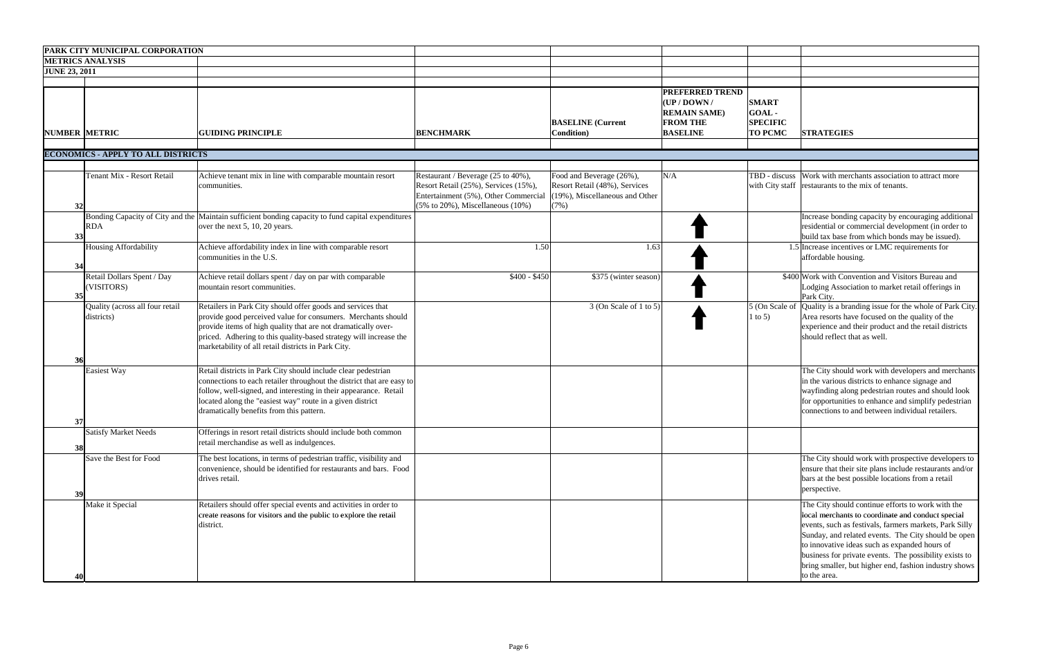**PARK CITY MUNICIPAL CORPORATION**

**METRICS ANALYSIS**

**JUNE 23, 2011**

| NUMBER | METRIC | GUIDING PRINCIPLE | BENCHMARK | BASELINE (Current Condition) | PREFERRED TREND (UP / DOWN / REMAIN SAME) FROM THE BASELINE | SMART GOAL - SPECIFIC TO PCMC | STRATEGIES |
|---|---|---|---|---|---|---|---|
| **ECONOMICS - APPLY TO ALL DISTRICTS** | | | | | | | |
| 32 | Tenant Mix - Resort Retail | Achieve tenant mix in line with comparable mountain resort communities. | Restaurant / Beverage (25 to 40%), Resort Retail (25%), Services (15%), Entertainment (5%), Other Commercial (5% to 20%), Miscellaneous (10%) | Food and Beverage (26%), Resort Retail (48%), Services (19%), Miscellaneous and Other (7%) | N/A | TBD - discuss with City staff | Work with merchants association to attract more restaurants to the mix of tenants. |
| 33 | Bonding Capacity of City and the RDA | Maintain sufficient bonding capacity to fund capital expenditures over the next 5, 10, 20 years. | | | ↑ | | Increase bonding capacity by encouraging additional residential or commercial development (in order to build tax base from which bonds may be issued). |
| 34 | Housing Affordability | Achieve affordability index in line with comparable resort communities in the U.S. | 1.50 | 1.63 | ↑ | 1.5 | Increase incentives or LMC requirements for affordable housing. |
| 35 | Retail Dollars Spent / Day (VISITORS) | Achieve retail dollars spent / day on par with comparable mountain resort communities. | $400 - $450 | $375 (winter season) | ↑ | $400 | Work with Convention and Visitors Bureau and Lodging Association to market retail offerings in Park City. |
| 36 | Quality (across all four retail districts) | Retailers in Park City should offer goods and services that provide good perceived value for consumers. Merchants should provide items of high quality that are not dramatically over-priced. Adhering to this quality-based strategy will increase the marketability of all retail districts in Park City. | | 3 (On Scale of 1 to 5) | ↑ | 5 (On Scale of 1 to 5) | Quality is a branding issue for the whole of Park City. Area resorts have focused on the quality of the experience and their product and the retail districts should reflect that as well. |
| 37 | Easiest Way | Retail districts in Park City should include clear pedestrian connections to each retailer throughout the district that are easy to follow, well-signed, and interesting in their appearance. Retail located along the "easiest way" route in a given district dramatically benefits from this pattern. | | | | | The City should work with developers and merchants in the various districts to enhance signage and wayfinding along pedestrian routes and should look for opportunities to enhance and simplify pedestrian connections to and between individual retailers. |
| 38 | Satisfy Market Needs | Offerings in resort retail districts should include both common retail merchandise as well as indulgences. | | | | | |
| 39 | Save the Best for Food | The best locations, in terms of pedestrian traffic, visibility and convenience, should be identified for restaurants and bars. Food drives retail. | | | | | The City should work with prospective developers to ensure that their site plans include restaurants and/or bars at the best possible locations from a retail perspective. |
| 40 | Make it Special | Retailers should offer special events and activities in order to create reasons for visitors and the public to explore the retail district. | | | | | The City should continue efforts to work with the local merchants to coordinate and conduct special events, such as festivals, farmers markets, Park Silly Sunday, and related events. The City should be open to innovative ideas such as expanded hours of business for private events. The possibility exists to bring smaller, but higher end, fashion industry shows to the area. |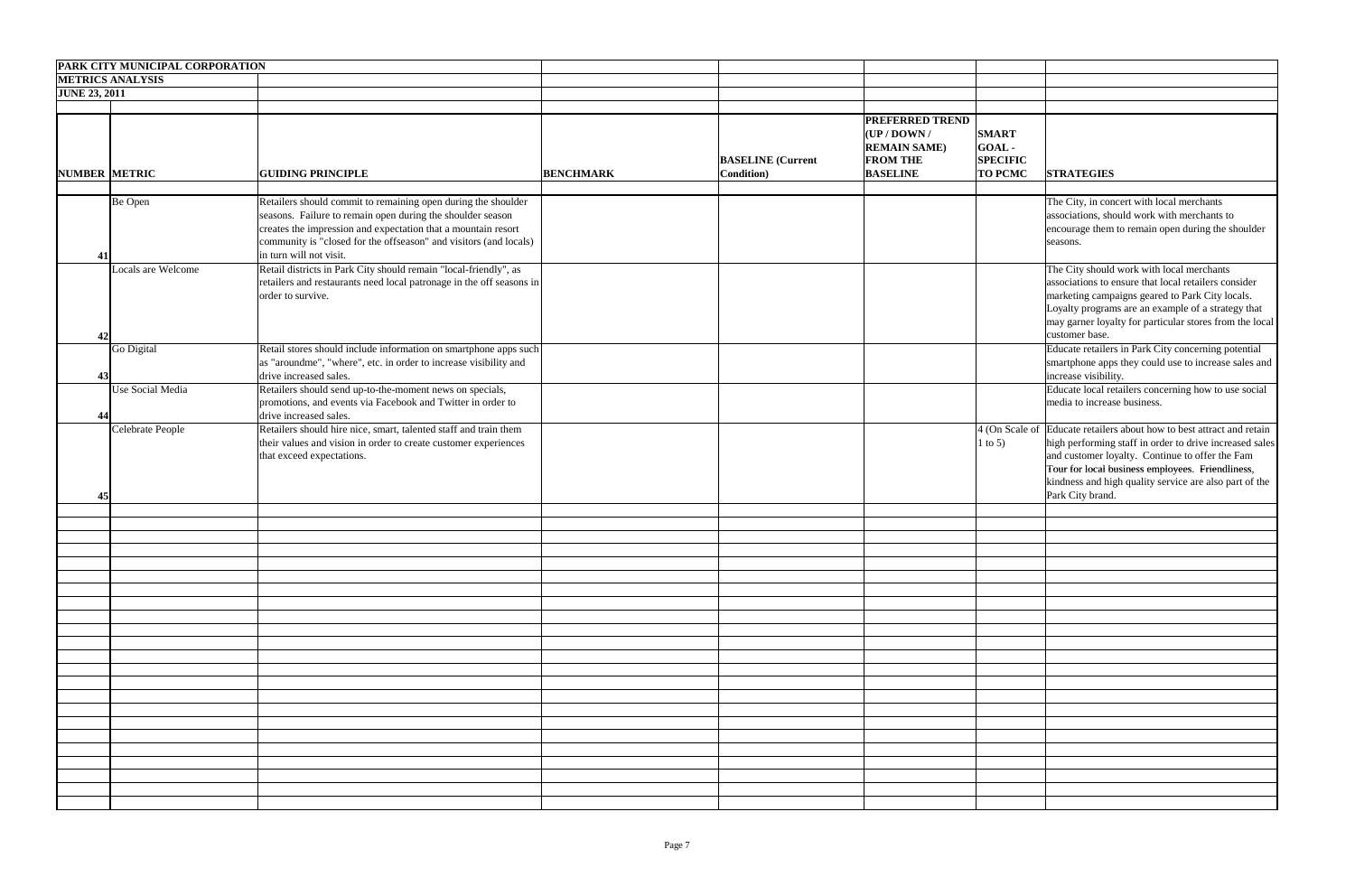**PARK CITY MUNICIPAL CORPORATION**

**METRICS ANALYSIS**

**JUNE 23, 2011**

| NUMBER | METRIC | GUIDING PRINCIPLE | BENCHMARK | BASELINE (Current Condition) | PREFERRED TREND (UP / DOWN / REMAIN SAME) FROM THE BASELINE | SMART GOAL - SPECIFIC TO PCMC | STRATEGIES |
|---|---|---|---|---|---|---|---|
| 41 | Be Open | Retailers should commit to remaining open during the shoulder seasons. Failure to remain open during the shoulder season creates the impression and expectation that a mountain resort community is "closed for the offseason" and visitors (and locals) in turn will not visit. | | | | | The City, in concert with local merchants associations, should work with merchants to encourage them to remain open during the shoulder seasons. |
| 42 | Locals are Welcome | Retail districts in Park City should remain "local-friendly", as retailers and restaurants need local patronage in the off seasons in order to survive. | | | | | The City should work with local merchants associations to ensure that local retailers consider marketing campaigns geared to Park City locals. Loyalty programs are an example of a strategy that may garner loyalty for particular stores from the local customer base. |
| 43 | Go Digital | Retail stores should include information on smartphone apps such as "aroundme", "where", etc. in order to increase visibility and drive increased sales. | | | | | Educate retailers in Park City concerning potential smartphone apps they could use to increase sales and increase visibility. |
| 44 | Use Social Media | Retailers should send up-to-the-moment news on specials, promotions, and events via Facebook and Twitter in order to drive increased sales. | | | | | Educate local retailers concerning how to use social media to increase business. |
| 45 | Celebrate People | Retailers should hire nice, smart, talented staff and train them their values and vision in order to create customer experiences that exceed expectations. | | | | 4 (On Scale of 1 to 5) | Educate retailers about how to best attract and retain high performing staff in order to drive increased sales and customer loyalty. Continue to offer the Fam Tour for local business employees. Friendliness, kindness and high quality service are also part of the Park City brand. |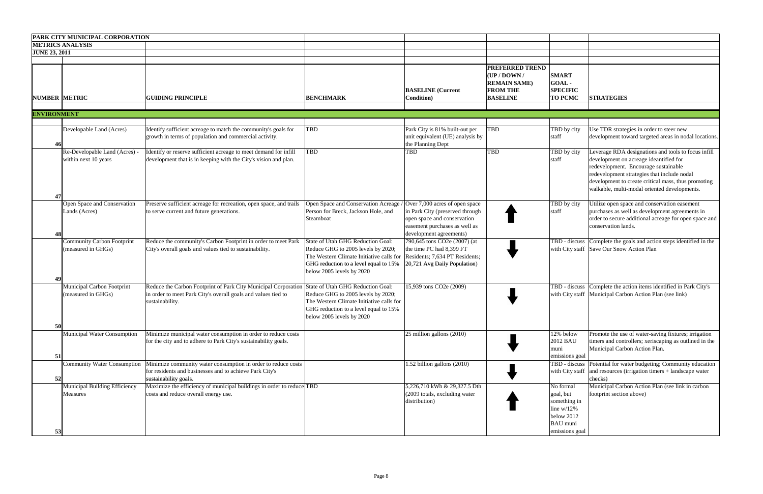**PARK CITY MUNICIPAL CORPORATION**

**METRICS ANALYSIS**

**JUNE 23, 2011**

| NUMBER | METRIC | GUIDING PRINCIPLE | BENCHMARK | BASELINE (Current Condition) | PREFERRED TREND (UP / DOWN / REMAIN SAME) FROM THE BASELINE | SMART GOAL - SPECIFIC TO PCMC | STRATEGIES |
|---|---|---|---|---|---|---|---|
| **ENVIRONMENT** | | | | | | | |
| 46 | Developable Land (Acres) | Identify sufficient acreage to match the community's goals for growth in terms of population and commercial activity. | TBD | Park City is 81% built-out per unit equivalent (UE) analysis by the Planning Dept | TBD | TBD by city staff | Use TDR strategies in order to steer new development toward targeted areas in nodal locations. |
| 47 | Re-Developable Land (Acres) - within next 10 years | Identify or reserve sufficient acreage to meet demand for infill development that is in keeping with the City's vision and plan. | TBD | TBD | TBD | TBD by city staff | Leverage RDA designations and tools to focus infill development on acreage ideantified for redevelopment. Encourage sustainable redevelopment strategies that include nodal development to create critical mass, thus promoting walkable, multi-modal oriented developments. |
| 48 | Open Space and Conservation Lands (Acres) | Preserve sufficient acreage for recreation, open space, and trails to serve current and future generations. | Open Space and Conservation Acreage / Person for Breck, Jackson Hole, and Steamboat | Over 7,000 acres of open space in Park City (preserved through open space and conservation easement purchases as well as development agreements) | UP | TBD by city staff | Utilize open space and conservation easement purchases as well as development agreements in order to secure additional acreage for open space and conservation lands. |
| 49 | Community Carbon Footprint (measured in GHGs) | Reduce the community's Carbon Footprint in order to meet Park City's overall goals and values tied to sustainability. | State of Utah GHG Reduction Goal: Reduce GHG to 2005 levels by 2020; The Western Climate Initiative calls for GHG reduction to a level equal to 15% below 2005 levels by 2020 | 790,645 tons CO2e (2007) (at the time PC had 8,399 FT Residents; 7,634 PT Residents; 20,721 Avg Daily Population) | DOWN | TBD - discuss with City staff | Complete the goals and action steps identified in the Save Our Snow Action Plan |
| 50 | Municipal Carbon Footprint (measured in GHGs) | Reduce the Carbon Footprint of Park City Municipal Corporation in order to meet Park City's overall goals and values tied to sustainability. | State of Utah GHG Reduction Goal: Reduce GHG to 2005 levels by 2020; The Western Climate Initiative calls for GHG reduction to a level equal to 15% below 2005 levels by 2020 | 15,939 tons CO2e (2009) | DOWN | TBD - discuss with City staff | Complete the action items identified in Park City's Municipal Carbon Action Plan (see link) |
| 51 | Municipal Water Consumption | Minimize municipal water consumption in order to reduce costs for the city and to adhere to Park City's sustainability goals. | | 25 million gallons (2010) | DOWN | 12% below 2012 BAU muni emissions goal | Promote the use of water-saving fixtures; irrigation timers and controllers; xeriscaping as outlined in the Municipal Carbon Action Plan. |
| 52 | Community Water Consumption | Minimize community water consumption in order to reduce costs for residents and businesses and to achieve Park City's sustainability goals. | | 1.52 billion gallons (2010) | DOWN | TBD - discuss with City staff | Potential for water budgeting; Community education and resources (irrigation timers + landscape water checks) |
| 53 | Municipal Building Efficiency Measures | Maximize the efficiency of municipal buildings in order to reduce costs and reduce overall energy use. | TBD | 5,226,710 kWh & 29,327.5 Dth (2009 totals, excluding water distribution) | UP | No formal goal, but something in line w/12% below 2012 BAU muni emissions goal | Municipal Carbon Action Plan (see link in carbon footprint section above) |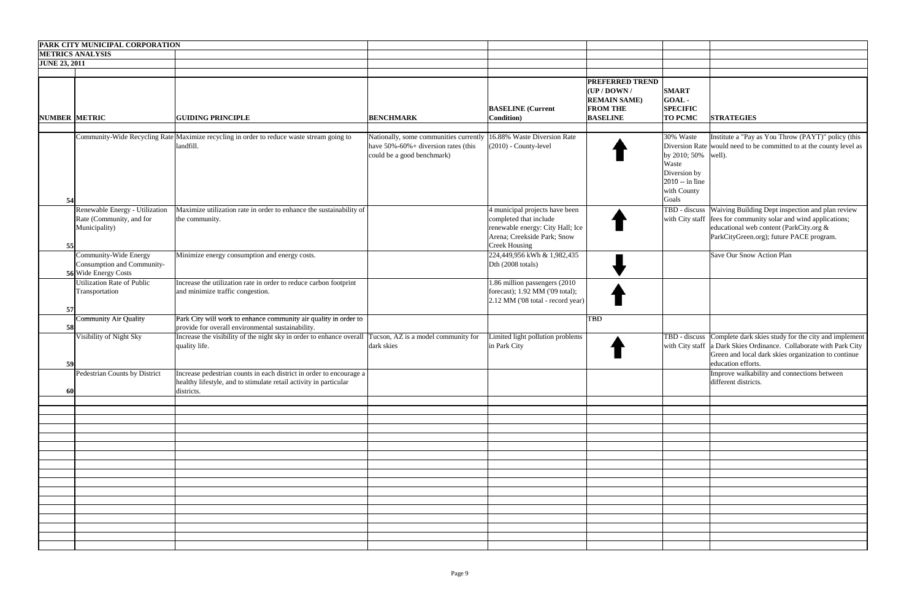**PARK CITY MUNICIPAL CORPORATION**
**METRICS ANALYSIS**
**JUNE 23, 2011**

| NUMBER | METRIC | GUIDING PRINCIPLE | BENCHMARK | BASELINE (Current Condition) | PREFERRED TREND (UP / DOWN / REMAIN SAME) FROM THE BASELINE | SMART GOAL - SPECIFIC TO PCMC | STRATEGIES |
|---|---|---|---|---|---|---|---|
| 54 | Community-Wide Recycling Rate | Maximize recycling in order to reduce waste stream going to landfill. | Nationally, some communities currently have 50%-60%+ diversion rates (this could be a good benchmark) | 16.88% Waste Diversion Rate (2010) - County-level | ↑ | 30% Waste Diversion Rate by 2010; 50% Waste Diversion by 2010 -- in line with County Goals | Institute a "Pay as You Throw (PAYT)" policy (this would need to be committed to at the county level as well). |
| 55 | Renewable Energy - Utilization Rate (Community, and for Municipality) | Maximize utilization rate in order to enhance the sustainability of the community. | | 4 municipal projects have been completed that include renewable energy: City Hall; Ice Arena; Creekside Park; Snow Creek Housing | ↑ | TBD - discuss with City staff | Waiving Building Dept inspection and plan review fees for community solar and wind applications; educational web content (ParkCity.org & ParkCityGreen.org); future PACE program. |
| 56 | Community-Wide Energy Consumption and Community-Wide Energy Costs | Minimize energy consumption and energy costs. | | 224,449,956 kWh & 1,982,435 Dth (2008 totals) | ↓ | | Save Our Snow Action Plan |
| 57 | Utilization Rate of Public Transportation | Increase the utilization rate in order to reduce carbon footprint and minimize traffic congestion. | | 1.86 million passengers (2010 forecast); 1.92 MM ('09 total); 2.12 MM ('08 total - record year) | ↑ | | |
| 58 | Community Air Quality | Park City will work to enhance community air quality in order to provide for overall environmental sustainability. | | | TBD | | |
| 59 | Visibility of Night Sky | Increase the visibility of the night sky in order to enhance overall quality life. | Tucson, AZ is a model community for dark skies | Limited light pollution problems in Park City | ↑ | TBD - discuss with City staff | Complete dark skies study for the city and implement a Dark Skies Ordinance. Collaborate with Park City Green and local dark skies organization to continue education efforts. |
| 60 | Pedestrian Counts by District | Increase pedestrian counts in each district in order to encourage a healthy lifestyle, and to stimulate retail activity in particular districts. | | | | | Improve walkability and connections between different districts. |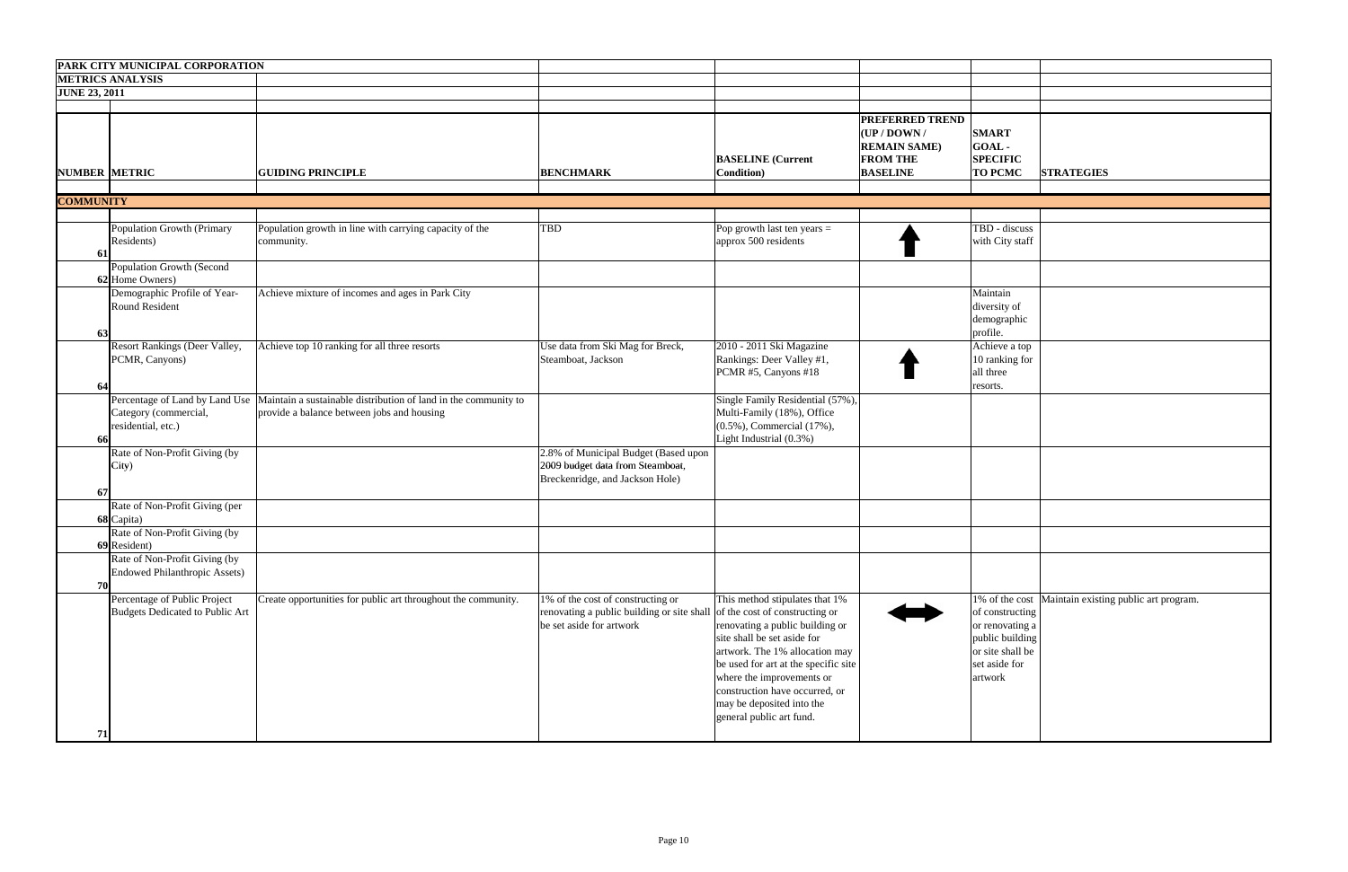**PARK CITY MUNICIPAL CORPORATION**

**METRICS ANALYSIS**

**JUNE 23, 2011**

| NUMBER | METRIC | GUIDING PRINCIPLE | BENCHMARK | BASELINE (Current Condition) | PREFERRED TREND (UP / DOWN / REMAIN SAME) FROM THE BASELINE | SMART GOAL - SPECIFIC TO PCMC | STRATEGIES |
|---|---|---|---|---|---|---|---|
| **COMMUNITY** | | | | | | | |
| 61 | Population Growth (Primary Residents) | Population growth in line with carrying capacity of the community. | TBD | Pop growth last ten years = approx 500 residents | ↑ | TBD - discuss with City staff | |
| 62 | Population Growth (Second Home Owners) | | | | | | |
| 63 | Demographic Profile of Year-Round Resident | Achieve mixture of incomes and ages in Park City | | | | Maintain diversity of demographic profile. | |
| 64 | Resort Rankings (Deer Valley, PCMR, Canyons) | Achieve top 10 ranking for all three resorts | Use data from Ski Mag for Breck, Steamboat, Jackson | 2010 - 2011 Ski Magazine Rankings: Deer Valley #1, PCMR #5, Canyons #18 | ↑ | Achieve a top 10 ranking for all three resorts. | |
| 66 | Percentage of Land by Land Use Category (commercial, residential, etc.) | Maintain a sustainable distribution of land in the community to provide a balance between jobs and housing | | Single Family Residential (57%), Multi-Family (18%), Office (0.5%), Commercial (17%), Light Industrial (0.3%) | | | |
| 67 | Rate of Non-Profit Giving (by City) | | 2.8% of Municipal Budget (Based upon 2009 budget data from Steamboat, Breckenridge, and Jackson Hole) | | | | |
| 68 | Rate of Non-Profit Giving (per Capita) | | | | | | |
| 69 | Rate of Non-Profit Giving (by Resident) | | | | | | |
| 70 | Rate of Non-Profit Giving (by Endowed Philanthropic Assets) | | | | | | |
| 71 | Percentage of Public Project Budgets Dedicated to Public Art | Create opportunities for public art throughout the community. | 1% of the cost of constructing or renovating a public building or site shall be set aside for artwork | This method stipulates that 1% of the cost of constructing or renovating a public building or site shall be set aside for artwork. The 1% allocation may be used for art at the specific site where the improvements or construction have occurred, or may be deposited into the general public art fund. | ↔ | 1% of the cost of constructing or renovating a public building or site shall be set aside for artwork | Maintain existing public art program. |